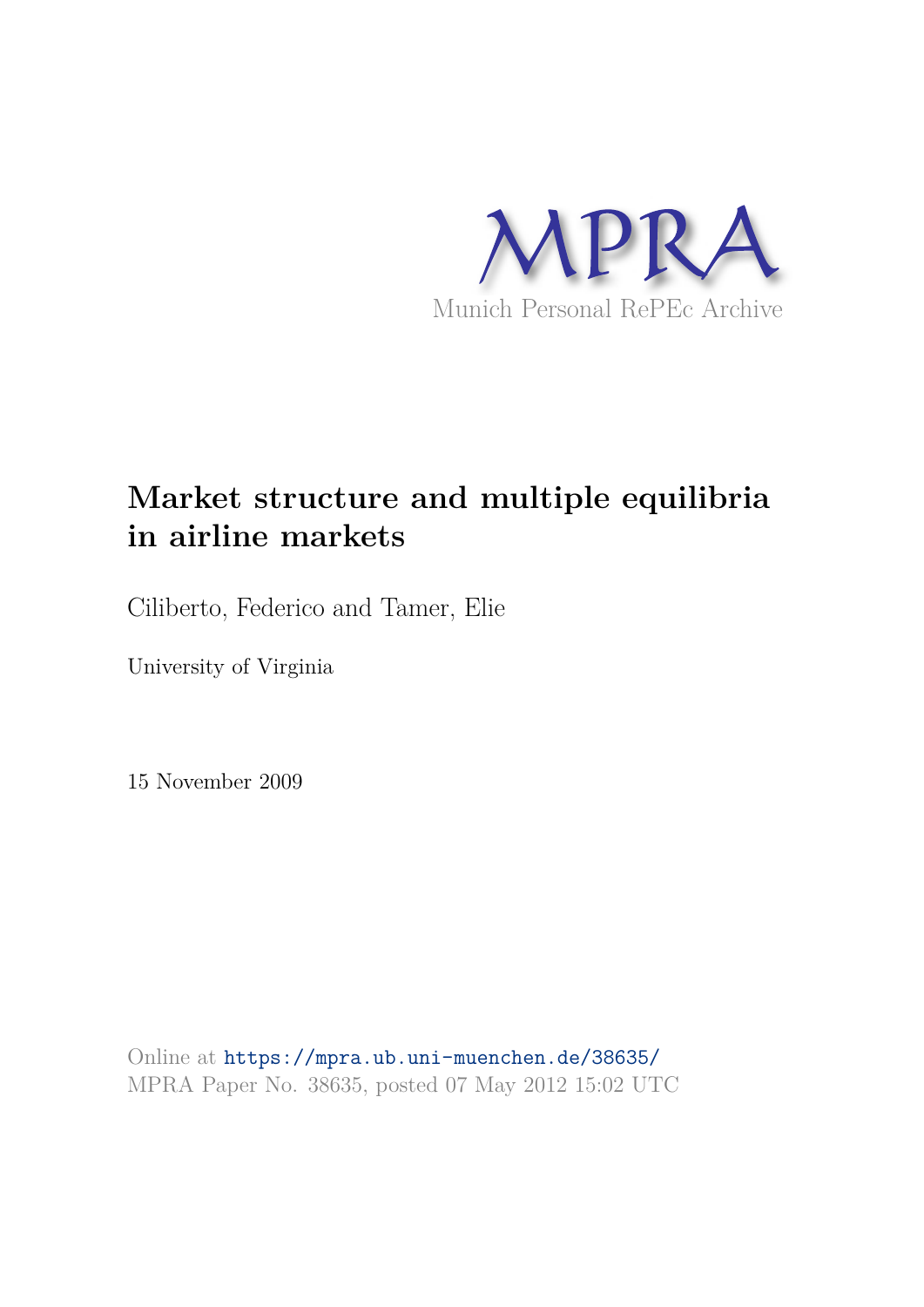MPRA

Munich Personal RePEc Archive

# Market structure and multiple equilibria in airline markets

Ciliberto, Federico and Tamer, Elie

University of Virginia

15 November 2009

Online at https://mpra.ub.uni-muenchen.de/38635/
MPRA Paper No. 38635, posted 07 May 2012 15:02 UTC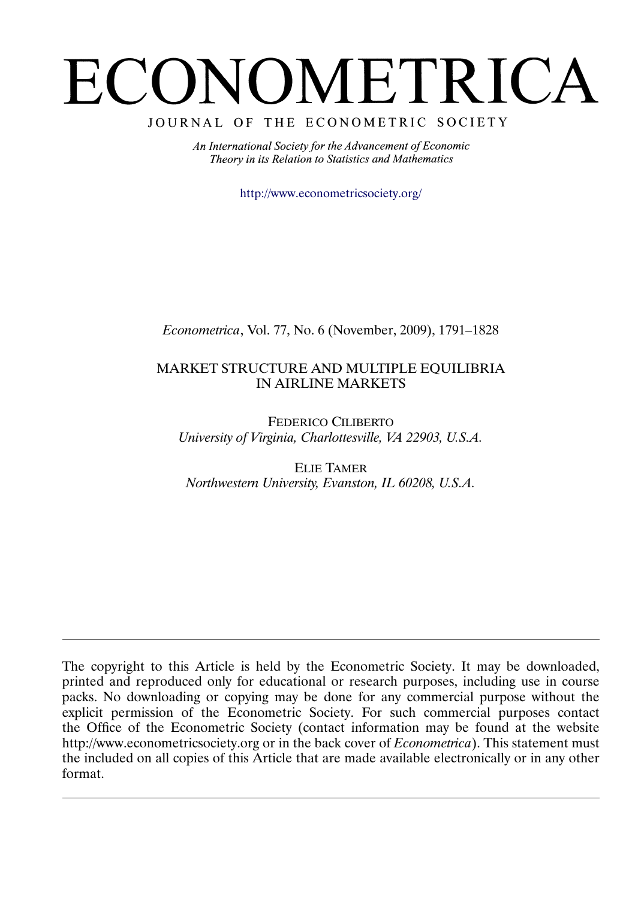# ECONOMETRICA

JOURNAL OF THE ECONOMETRIC SOCIETY

*An International Society for the Advancement of Economic Theory in its Relation to Statistics and Mathematics*

http://www.econometricsociety.org/

*Econometrica*, Vol. 77, No. 6 (November, 2009), 1791–1828

## MARKET STRUCTURE AND MULTIPLE EQUILIBRIA IN AIRLINE MARKETS

FEDERICO CILIBERTO
*University of Virginia, Charlottesville, VA 22903, U.S.A.*

ELIE TAMER
*Northwestern University, Evanston, IL 60208, U.S.A.*

---

The copyright to this Article is held by the Econometric Society. It may be downloaded, printed and reproduced only for educational or research purposes, including use in course packs. No downloading or copying may be done for any commercial purpose without the explicit permission of the Econometric Society. For such commercial purposes contact the Office of the Econometric Society (contact information may be found at the website http://www.econometricsociety.org or in the back cover of *Econometrica*). This statement must the included on all copies of this Article that are made available electronically or in any other format.

---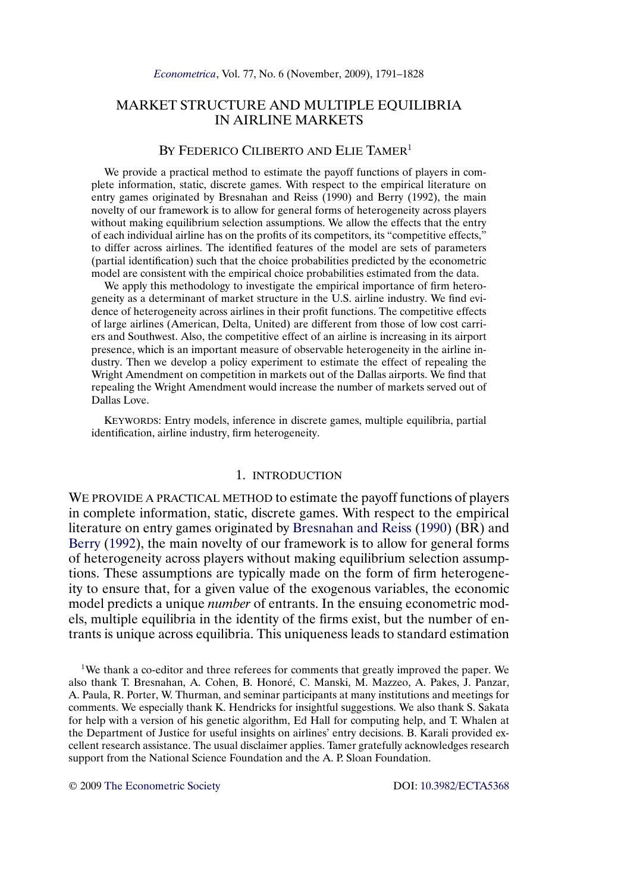# MARKET STRUCTURE AND MULTIPLE EQUILIBRIA IN AIRLINE MARKETS

BY FEDERICO CILIBERTO AND ELIE TAMER[1]

We provide a practical method to estimate the payoff functions of players in complete information, static, discrete games. With respect to the empirical literature on entry games originated by Bresnahan and Reiss (1990) and Berry (1992), the main novelty of our framework is to allow for general forms of heterogeneity across players without making equilibrium selection assumptions. We allow the effects that the entry of each individual airline has on the profits of its competitors, its "competitive effects," to differ across airlines. The identified features of the model are sets of parameters (partial identification) such that the choice probabilities predicted by the econometric model are consistent with the empirical choice probabilities estimated from the data.

We apply this methodology to investigate the empirical importance of firm heterogeneity as a determinant of market structure in the U.S. airline industry. We find evidence of heterogeneity across airlines in their profit functions. The competitive effects of large airlines (American, Delta, United) are different from those of low cost carriers and Southwest. Also, the competitive effect of an airline is increasing in its airport presence, which is an important measure of observable heterogeneity in the airline industry. Then we develop a policy experiment to estimate the effect of repealing the Wright Amendment on competition in markets out of the Dallas airports. We find that repealing the Wright Amendment would increase the number of markets served out of Dallas Love.

KEYWORDS: Entry models, inference in discrete games, multiple equilibria, partial identification, airline industry, firm heterogeneity.

## 1. INTRODUCTION

WE PROVIDE A PRACTICAL METHOD to estimate the payoff functions of players in complete information, static, discrete games. With respect to the empirical literature on entry games originated by Bresnahan and Reiss (1990) (BR) and Berry (1992), the main novelty of our framework is to allow for general forms of heterogeneity across players without making equilibrium selection assumptions. These assumptions are typically made on the form of firm heterogeneity to ensure that, for a given value of the exogenous variables, the economic model predicts a unique *number* of entrants. In the ensuing econometric models, multiple equilibria in the identity of the firms exist, but the number of entrants is unique across equilibria. This uniqueness leads to standard estimation

[1]We thank a co-editor and three referees for comments that greatly improved the paper. We also thank T. Bresnahan, A. Cohen, B. Honoré, C. Manski, M. Mazzeo, A. Pakes, J. Panzar, A. Paula, R. Porter, W. Thurman, and seminar participants at many institutions and meetings for comments. We especially thank K. Hendricks for insightful suggestions. We also thank S. Sakata for help with a version of his genetic algorithm, Ed Hall for computing help, and T. Whalen at the Department of Justice for useful insights on airlines' entry decisions. B. Karali provided excellent research assistance. The usual disclaimer applies. Tamer gratefully acknowledges research support from the National Science Foundation and the A. P. Sloan Foundation.

© 2009 The Econometric Society DOI: 10.3982/ECTA5368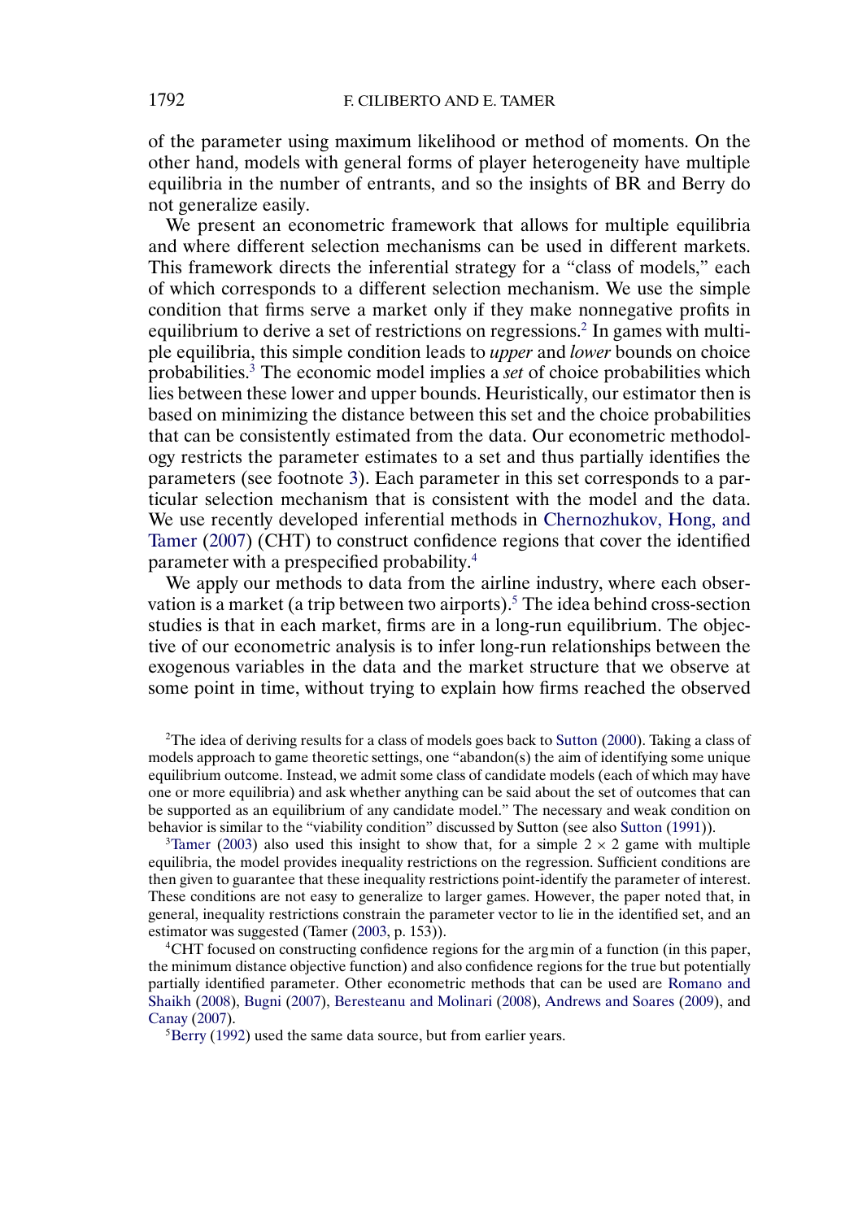of the parameter using maximum likelihood or method of moments. On the other hand, models with general forms of player heterogeneity have multiple equilibria in the number of entrants, and so the insights of BR and Berry do not generalize easily.

We present an econometric framework that allows for multiple equilibria and where different selection mechanisms can be used in different markets. This framework directs the inferential strategy for a "class of models," each of which corresponds to a different selection mechanism. We use the simple condition that firms serve a market only if they make nonnegative profits in equilibrium to derive a set of restrictions on regressions.[2] In games with multiple equilibria, this simple condition leads to *upper* and *lower* bounds on choice probabilities.[3] The economic model implies a *set* of choice probabilities which lies between these lower and upper bounds. Heuristically, our estimator then is based on minimizing the distance between this set and the choice probabilities that can be consistently estimated from the data. Our econometric methodology restricts the parameter estimates to a set and thus partially identifies the parameters (see footnote 3). Each parameter in this set corresponds to a particular selection mechanism that is consistent with the model and the data. We use recently developed inferential methods in Chernozhukov, Hong, and Tamer (2007) (CHT) to construct confidence regions that cover the identified parameter with a prespecified probability.[4]

We apply our methods to data from the airline industry, where each observation is a market (a trip between two airports).[5] The idea behind cross-section studies is that in each market, firms are in a long-run equilibrium. The objective of our econometric analysis is to infer long-run relationships between the exogenous variables in the data and the market structure that we observe at some point in time, without trying to explain how firms reached the observed

[2]The idea of deriving results for a class of models goes back to Sutton (2000). Taking a class of models approach to game theoretic settings, one "abandon(s) the aim of identifying some unique equilibrium outcome. Instead, we admit some class of candidate models (each of which may have one or more equilibria) and ask whether anything can be said about the set of outcomes that can be supported as an equilibrium of any candidate model." The necessary and weak condition on behavior is similar to the "viability condition" discussed by Sutton (see also Sutton (1991)).

[3]Tamer (2003) also used this insight to show that, for a simple $2 \times 2$ game with multiple equilibria, the model provides inequality restrictions on the regression. Sufficient conditions are then given to guarantee that these inequality restrictions point-identify the parameter of interest. These conditions are not easy to generalize to larger games. However, the paper noted that, in general, inequality restrictions constrain the parameter vector to lie in the identified set, and an estimator was suggested (Tamer (2003, p. 153)).

[4]CHT focused on constructing confidence regions for the arg min of a function (in this paper, the minimum distance objective function) and also confidence regions for the true but potentially partially identified parameter. Other econometric methods that can be used are Romano and Shaikh (2008), Bugni (2007), Beresteanu and Molinari (2008), Andrews and Soares (2009), and Canay (2007).

[5]Berry (1992) used the same data source, but from earlier years.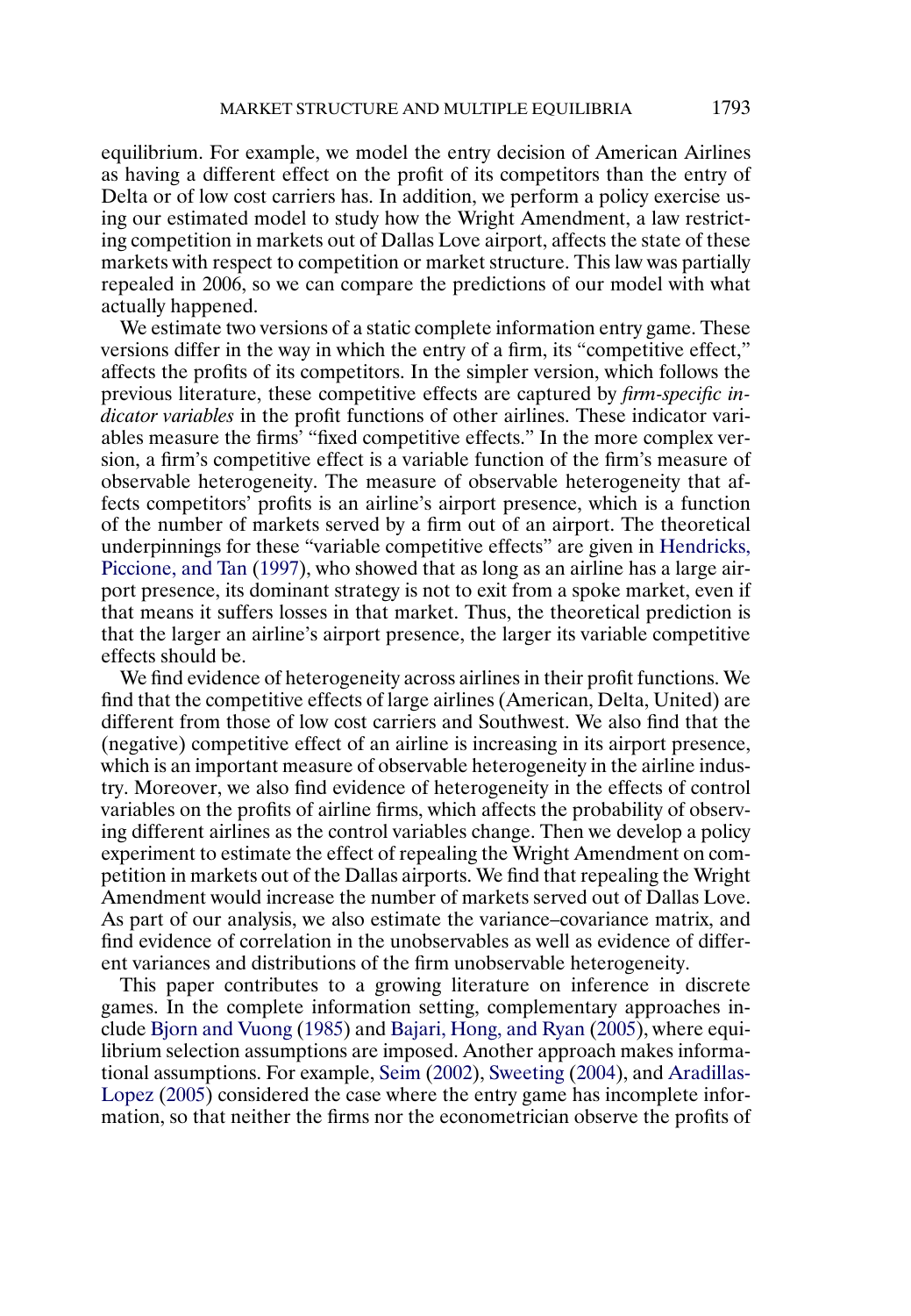equilibrium. For example, we model the entry decision of American Airlines as having a different effect on the profit of its competitors than the entry of Delta or of low cost carriers has. In addition, we perform a policy exercise using our estimated model to study how the Wright Amendment, a law restricting competition in markets out of Dallas Love airport, affects the state of these markets with respect to competition or market structure. This law was partially repealed in 2006, so we can compare the predictions of our model with what actually happened.

We estimate two versions of a static complete information entry game. These versions differ in the way in which the entry of a firm, its "competitive effect," affects the profits of its competitors. In the simpler version, which follows the previous literature, these competitive effects are captured by *firm-specific indicator variables* in the profit functions of other airlines. These indicator variables measure the firms' "fixed competitive effects." In the more complex version, a firm's competitive effect is a variable function of the firm's measure of observable heterogeneity. The measure of observable heterogeneity that affects competitors' profits is an airline's airport presence, which is a function of the number of markets served by a firm out of an airport. The theoretical underpinnings for these "variable competitive effects" are given in Hendricks, Piccione, and Tan (1997), who showed that as long as an airline has a large airport presence, its dominant strategy is not to exit from a spoke market, even if that means it suffers losses in that market. Thus, the theoretical prediction is that the larger an airline's airport presence, the larger its variable competitive effects should be.

We find evidence of heterogeneity across airlines in their profit functions. We find that the competitive effects of large airlines (American, Delta, United) are different from those of low cost carriers and Southwest. We also find that the (negative) competitive effect of an airline is increasing in its airport presence, which is an important measure of observable heterogeneity in the airline industry. Moreover, we also find evidence of heterogeneity in the effects of control variables on the profits of airline firms, which affects the probability of observing different airlines as the control variables change. Then we develop a policy experiment to estimate the effect of repealing the Wright Amendment on competition in markets out of the Dallas airports. We find that repealing the Wright Amendment would increase the number of markets served out of Dallas Love. As part of our analysis, we also estimate the variance–covariance matrix, and find evidence of correlation in the unobservables as well as evidence of different variances and distributions of the firm unobservable heterogeneity.

This paper contributes to a growing literature on inference in discrete games. In the complete information setting, complementary approaches include Bjorn and Vuong (1985) and Bajari, Hong, and Ryan (2005), where equilibrium selection assumptions are imposed. Another approach makes informational assumptions. For example, Seim (2002), Sweeting (2004), and Aradillas-Lopez (2005) considered the case where the entry game has incomplete information, so that neither the firms nor the econometrician observe the profits of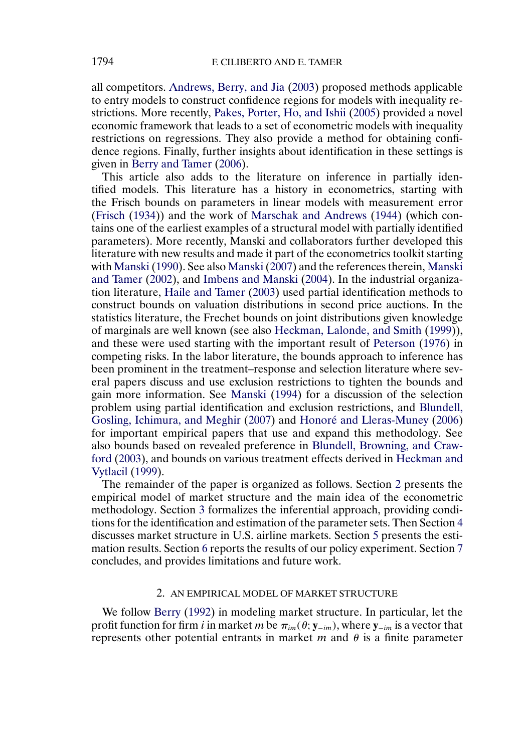all competitors. Andrews, Berry, and Jia (2003) proposed methods applicable to entry models to construct confidence regions for models with inequality restrictions. More recently, Pakes, Porter, Ho, and Ishii (2005) provided a novel economic framework that leads to a set of econometric models with inequality restrictions on regressions. They also provide a method for obtaining confidence regions. Finally, further insights about identification in these settings is given in Berry and Tamer (2006).

This article also adds to the literature on inference in partially identified models. This literature has a history in econometrics, starting with the Frisch bounds on parameters in linear models with measurement error (Frisch (1934)) and the work of Marschak and Andrews (1944) (which contains one of the earliest examples of a structural model with partially identified parameters). More recently, Manski and collaborators further developed this literature with new results and made it part of the econometrics toolkit starting with Manski (1990). See also Manski (2007) and the references therein, Manski and Tamer (2002), and Imbens and Manski (2004). In the industrial organization literature, Haile and Tamer (2003) used partial identification methods to construct bounds on valuation distributions in second price auctions. In the statistics literature, the Frechet bounds on joint distributions given knowledge of marginals are well known (see also Heckman, Lalonde, and Smith (1999)), and these were used starting with the important result of Peterson (1976) in competing risks. In the labor literature, the bounds approach to inference has been prominent in the treatment–response and selection literature where several papers discuss and use exclusion restrictions to tighten the bounds and gain more information. See Manski (1994) for a discussion of the selection problem using partial identification and exclusion restrictions, and Blundell, Gosling, Ichimura, and Meghir (2007) and Honoré and Lleras-Muney (2006) for important empirical papers that use and expand this methodology. See also bounds based on revealed preference in Blundell, Browning, and Crawford (2003), and bounds on various treatment effects derived in Heckman and Vytlacil (1999).

The remainder of the paper is organized as follows. Section 2 presents the empirical model of market structure and the main idea of the econometric methodology. Section 3 formalizes the inferential approach, providing conditions for the identification and estimation of the parameter sets. Then Section 4 discusses market structure in U.S. airline markets. Section 5 presents the estimation results. Section 6 reports the results of our policy experiment. Section 7 concludes, and provides limitations and future work.

## 2. AN EMPIRICAL MODEL OF MARKET STRUCTURE

We follow Berry (1992) in modeling market structure. In particular, let the profit function for firm $i$ in market $m$ be $\pi_{im}(\theta; \mathbf{y}_{-im})$, where $\mathbf{y}_{-im}$ is a vector that represents other potential entrants in market $m$ and $\theta$ is a finite parameter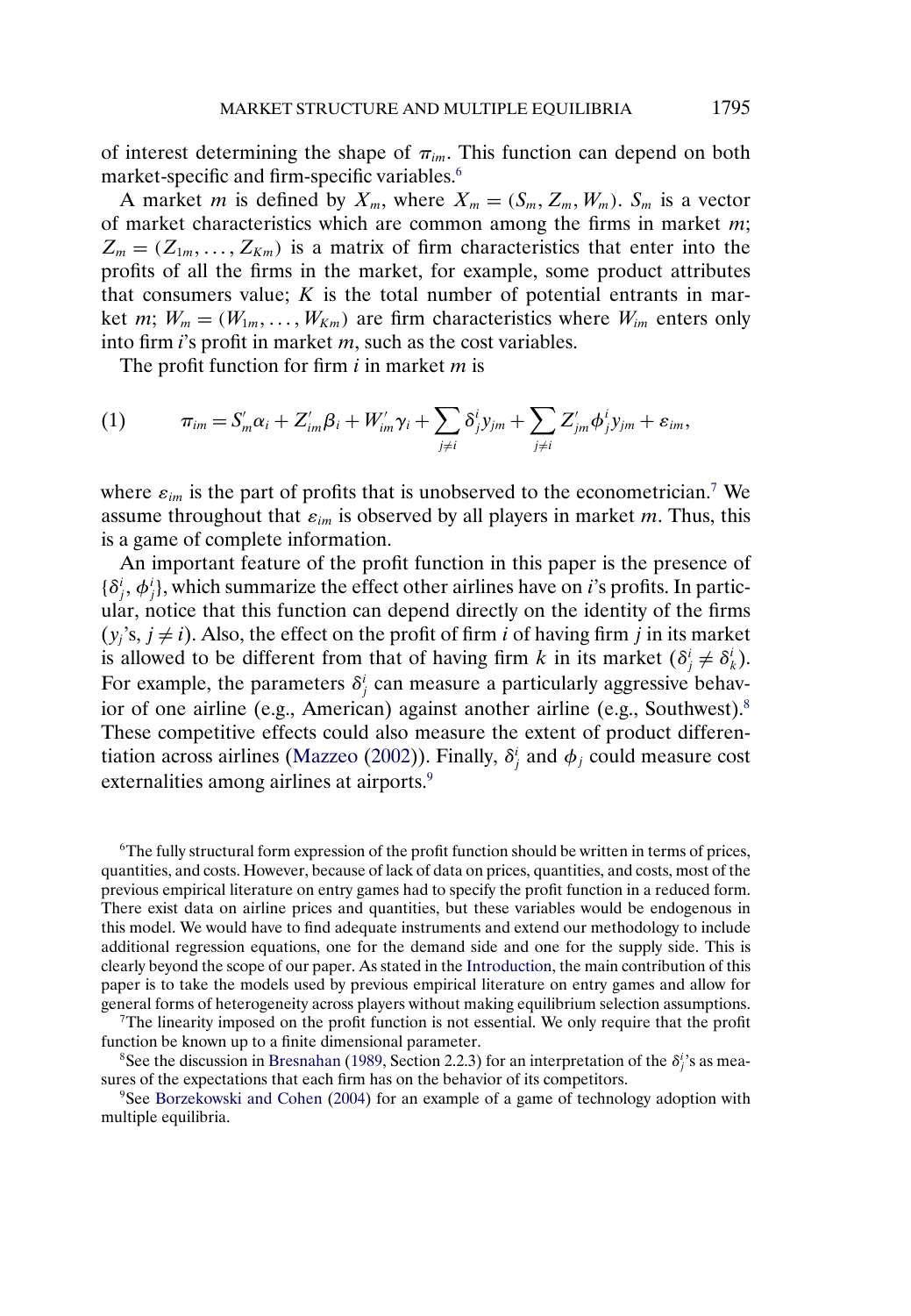of interest determining the shape of $\pi_{im}$. This function can depend on both market-specific and firm-specific variables.[6]

A market $m$ is defined by $X_m$, where $X_m = (S_m, Z_m, W_m)$. $S_m$ is a vector of market characteristics which are common among the firms in market $m$; $Z_m = (Z_{1m}, \ldots, Z_{Km})$ is a matrix of firm characteristics that enter into the profits of all the firms in the market, for example, some product attributes that consumers value; $K$ is the total number of potential entrants in market $m$; $W_m = (W_{1m}, \ldots, W_{Km})$ are firm characteristics where $W_{im}$ enters only into firm $i$'s profit in market $m$, such as the cost variables.

The profit function for firm $i$ in market $m$ is

$$
\pi_{im} = S_m'\alpha_i + Z_{im}'\beta_i + W_{im}'\gamma_i + \sum_{j \neq i} \delta_j^i y_{jm} + \sum_{j \neq i} Z_{jm}'\phi_j^i y_{jm} + \varepsilon_{im}, \tag{1}
$$

where $\varepsilon_{im}$ is the part of profits that is unobserved to the econometrician.[7] We assume throughout that $\varepsilon_{im}$ is observed by all players in market $m$. Thus, this is a game of complete information.

An important feature of the profit function in this paper is the presence of $\{\delta_j^i, \phi_j^i\}$, which summarize the effect other airlines have on $i$'s profits. In particular, notice that this function can depend directly on the identity of the firms ($y_j$'s, $j \neq i$). Also, the effect on the profit of firm $i$ of having firm $j$ in its market is allowed to be different from that of having firm $k$ in its market ($\delta_j^i \neq \delta_k^i$). For example, the parameters $\delta_j^i$ can measure a particularly aggressive behavior of one airline (e.g., American) against another airline (e.g., Southwest).[8] These competitive effects could also measure the extent of product differentiation across airlines (Mazzeo (2002)). Finally, $\delta_j^i$ and $\phi_j$ could measure cost externalities among airlines at airports.[9]

[6]The fully structural form expression of the profit function should be written in terms of prices, quantities, and costs. However, because of lack of data on prices, quantities, and costs, most of the previous empirical literature on entry games had to specify the profit function in a reduced form. There exist data on airline prices and quantities, but these variables would be endogenous in this model. We would have to find adequate instruments and extend our methodology to include additional regression equations, one for the demand side and one for the supply side. This is clearly beyond the scope of our paper. As stated in the Introduction, the main contribution of this paper is to take the models used by previous empirical literature on entry games and allow for general forms of heterogeneity across players without making equilibrium selection assumptions.

[7]The linearity imposed on the profit function is not essential. We only require that the profit function be known up to a finite dimensional parameter.

[8]See the discussion in Bresnahan (1989, Section 2.2.3) for an interpretation of the $\delta_j^i$'s as measures of the expectations that each firm has on the behavior of its competitors.

[9]See Borzekowski and Cohen (2004) for an example of a game of technology adoption with multiple equilibria.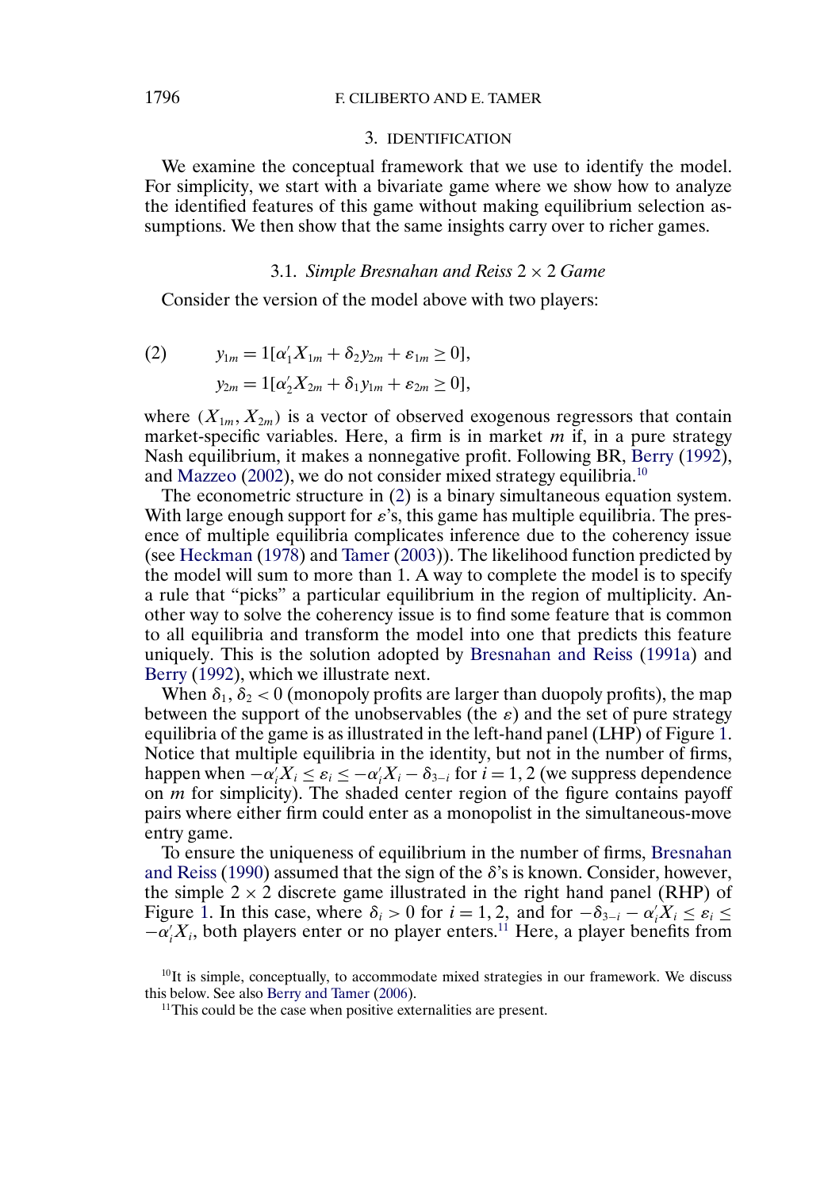## 3. IDENTIFICATION

We examine the conceptual framework that we use to identify the model. For simplicity, we start with a bivariate game where we show how to analyze the identified features of this game without making equilibrium selection assumptions. We then show that the same insights carry over to richer games.

### 3.1. *Simple Bresnahan and Reiss* $2 \times 2$ *Game*

Consider the version of the model above with two players:

$$
\begin{aligned}
(2) \qquad y_{1m} &= 1[\alpha_1' X_{1m} + \delta_2 y_{2m} + \varepsilon_{1m} \geq 0], \\
y_{2m} &= 1[\alpha_2' X_{2m} + \delta_1 y_{1m} + \varepsilon_{2m} \geq 0],
\end{aligned}
$$

where $(X_{1m}, X_{2m})$ is a vector of observed exogenous regressors that contain market-specific variables. Here, a firm is in market $m$ if, in a pure strategy Nash equilibrium, it makes a nonnegative profit. Following BR, Berry (1992), and Mazzeo (2002), we do not consider mixed strategy equilibria.[10]

The econometric structure in (2) is a binary simultaneous equation system. With large enough support for $\varepsilon$'s, this game has multiple equilibria. The presence of multiple equilibria complicates inference due to the coherency issue (see Heckman (1978) and Tamer (2003)). The likelihood function predicted by the model will sum to more than 1. A way to complete the model is to specify a rule that "picks" a particular equilibrium in the region of multiplicity. Another way to solve the coherency issue is to find some feature that is common to all equilibria and transform the model into one that predicts this feature uniquely. This is the solution adopted by Bresnahan and Reiss (1991a) and Berry (1992), which we illustrate next.

When $\delta_1, \delta_2 < 0$ (monopoly profits are larger than duopoly profits), the map between the support of the unobservables (the $\varepsilon$) and the set of pure strategy equilibria of the game is as illustrated in the left-hand panel (LHP) of Figure 1. Notice that multiple equilibria in the identity, but not in the number of firms, happen when $-\alpha_i' X_i \leq \varepsilon_i \leq -\alpha_i' X_i - \delta_{3-i}$ for $i = 1, 2$ (we suppress dependence on $m$ for simplicity). The shaded center region of the figure contains payoff pairs where either firm could enter as a monopolist in the simultaneous-move entry game.

To ensure the uniqueness of equilibrium in the number of firms, Bresnahan and Reiss (1990) assumed that the sign of the $\delta$'s is known. Consider, however, the simple $2 \times 2$ discrete game illustrated in the right hand panel (RHP) of Figure 1. In this case, where $\delta_i > 0$ for $i = 1, 2$, and for $-\delta_{3-i} - \alpha_i' X_i \leq \varepsilon_i \leq -\alpha_i' X_i$, both players enter or no player enters.[11] Here, a player benefits from

[10]It is simple, conceptually, to accommodate mixed strategies in our framework. We discuss this below. See also Berry and Tamer (2006).

[11]This could be the case when positive externalities are present.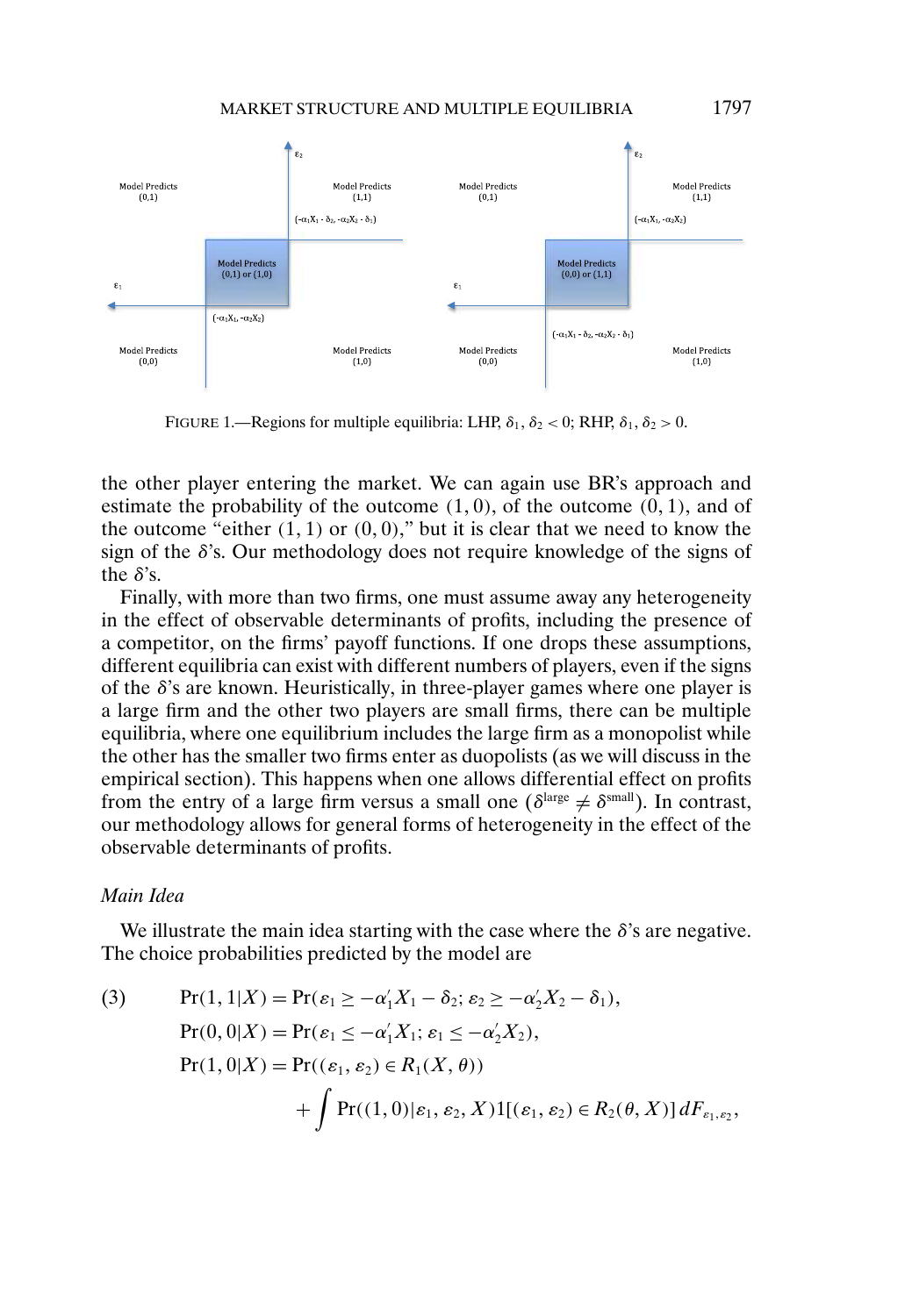FIGURE 1.—Regions for multiple equilibria: LHP, $\delta_1, \delta_2 < 0$; RHP, $\delta_1, \delta_2 > 0$.

the other player entering the market. We can again use BR's approach and estimate the probability of the outcome $(1, 0)$, of the outcome $(0, 1)$, and of the outcome "either $(1, 1)$ or $(0, 0)$," but it is clear that we need to know the sign of the $\delta$'s. Our methodology does not require knowledge of the signs of the $\delta$'s.

Finally, with more than two firms, one must assume away any heterogeneity in the effect of observable determinants of profits, including the presence of a competitor, on the firms' payoff functions. If one drops these assumptions, different equilibria can exist with different numbers of players, even if the signs of the $\delta$'s are known. Heuristically, in three-player games where one player is a large firm and the other two players are small firms, there can be multiple equilibria, where one equilibrium includes the large firm as a monopolist while the other has the smaller two firms enter as duopolists (as we will discuss in the empirical section). This happens when one allows differential effect on profits from the entry of a large firm versus a small one ($\delta^{\text{large}} \neq \delta^{\text{small}}$). In contrast, our methodology allows for general forms of heterogeneity in the effect of the observable determinants of profits.

*Main Idea*

We illustrate the main idea starting with the case where the $\delta$'s are negative. The choice probabilities predicted by the model are

$$
\begin{aligned}
(3) \qquad & \Pr(1, 1|X) = \Pr(\varepsilon_1 \geq -\alpha_1' X_1 - \delta_2;\, \varepsilon_2 \geq -\alpha_2' X_2 - \delta_1), \\
& \Pr(0, 0|X) = \Pr(\varepsilon_1 \leq -\alpha_1' X_1;\, \varepsilon_1 \leq -\alpha_2' X_2), \\
& \Pr(1, 0|X) = \Pr((\varepsilon_1, \varepsilon_2) \in R_1(X, \theta)) \\
& \qquad\qquad + \int \Pr((1, 0)|\varepsilon_1, \varepsilon_2, X) 1[(\varepsilon_1, \varepsilon_2) \in R_2(\theta, X)]\, dF_{\varepsilon_1, \varepsilon_2},
\end{aligned}
$$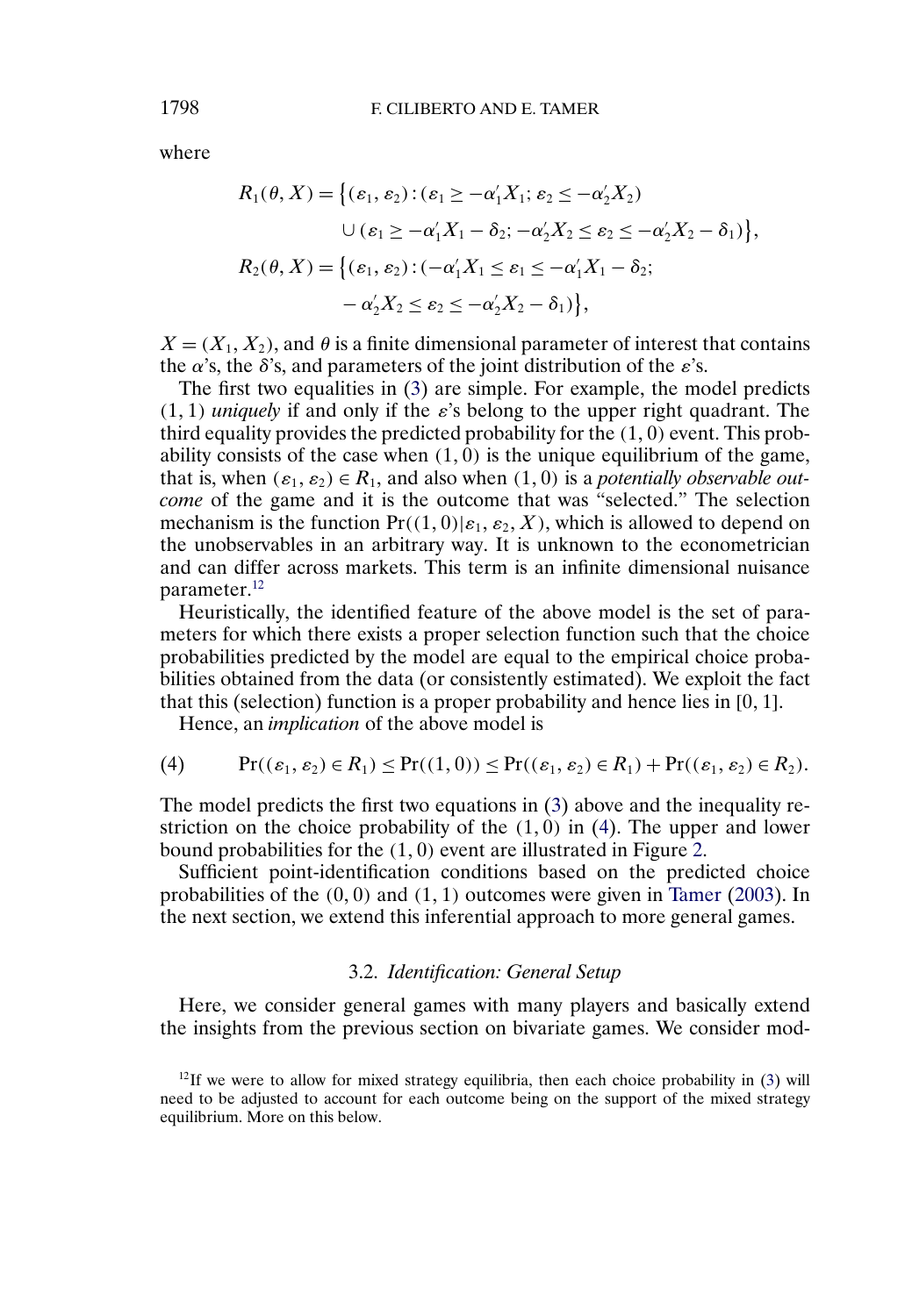where

$$
\begin{aligned}
R_1(\theta, X) = \big\{&(\varepsilon_1, \varepsilon_2) : (\varepsilon_1 \geq -\alpha_1' X_1; \varepsilon_2 \leq -\alpha_2' X_2) \\
&\cup (\varepsilon_1 \geq -\alpha_1' X_1 - \delta_2; -\alpha_2' X_2 \leq \varepsilon_2 \leq -\alpha_2' X_2 - \delta_1)\big\}, \\
R_2(\theta, X) = \big\{&(\varepsilon_1, \varepsilon_2) : (-\alpha_1' X_1 \leq \varepsilon_1 \leq -\alpha_1' X_1 - \delta_2; \\
&-\alpha_2' X_2 \leq \varepsilon_2 \leq -\alpha_2' X_2 - \delta_1)\big\},
\end{aligned}
$$

$X = (X_1, X_2)$, and $\theta$ is a finite dimensional parameter of interest that contains the $\alpha$'s, the $\delta$'s, and parameters of the joint distribution of the $\varepsilon$'s.

The first two equalities in (3) are simple. For example, the model predicts $(1, 1)$ *uniquely* if and only if the $\varepsilon$'s belong to the upper right quadrant. The third equality provides the predicted probability for the $(1, 0)$ event. This probability consists of the case when $(1, 0)$ is the unique equilibrium of the game, that is, when $(\varepsilon_1, \varepsilon_2) \in R_1$, and also when $(1, 0)$ is a *potentially observable outcome* of the game and it is the outcome that was "selected." The selection mechanism is the function $\Pr((1, 0)|\varepsilon_1, \varepsilon_2, X)$, which is allowed to depend on the unobservables in an arbitrary way. It is unknown to the econometrician and can differ across markets. This term is an infinite dimensional nuisance parameter.[12]

Heuristically, the identified feature of the above model is the set of parameters for which there exists a proper selection function such that the choice probabilities predicted by the model are equal to the empirical choice probabilities obtained from the data (or consistently estimated). We exploit the fact that this (selection) function is a proper probability and hence lies in $[0, 1]$.

Hence, an *implication* of the above model is

$$
\Pr((\varepsilon_1, \varepsilon_2) \in R_1) \leq \Pr((1, 0)) \leq \Pr((\varepsilon_1, \varepsilon_2) \in R_1) + \Pr((\varepsilon_1, \varepsilon_2) \in R_2). \tag{4}
$$

The model predicts the first two equations in (3) above and the inequality restriction on the choice probability of the $(1, 0)$ in (4). The upper and lower bound probabilities for the $(1, 0)$ event are illustrated in Figure 2.

Sufficient point-identification conditions based on the predicted choice probabilities of the $(0, 0)$ and $(1, 1)$ outcomes were given in Tamer (2003). In the next section, we extend this inferential approach to more general games.

### 3.2. *Identification: General Setup*

Here, we consider general games with many players and basically extend the insights from the previous section on bivariate games. We consider mod-

[12] If we were to allow for mixed strategy equilibria, then each choice probability in (3) will need to be adjusted to account for each outcome being on the support of the mixed strategy equilibrium. More on this below.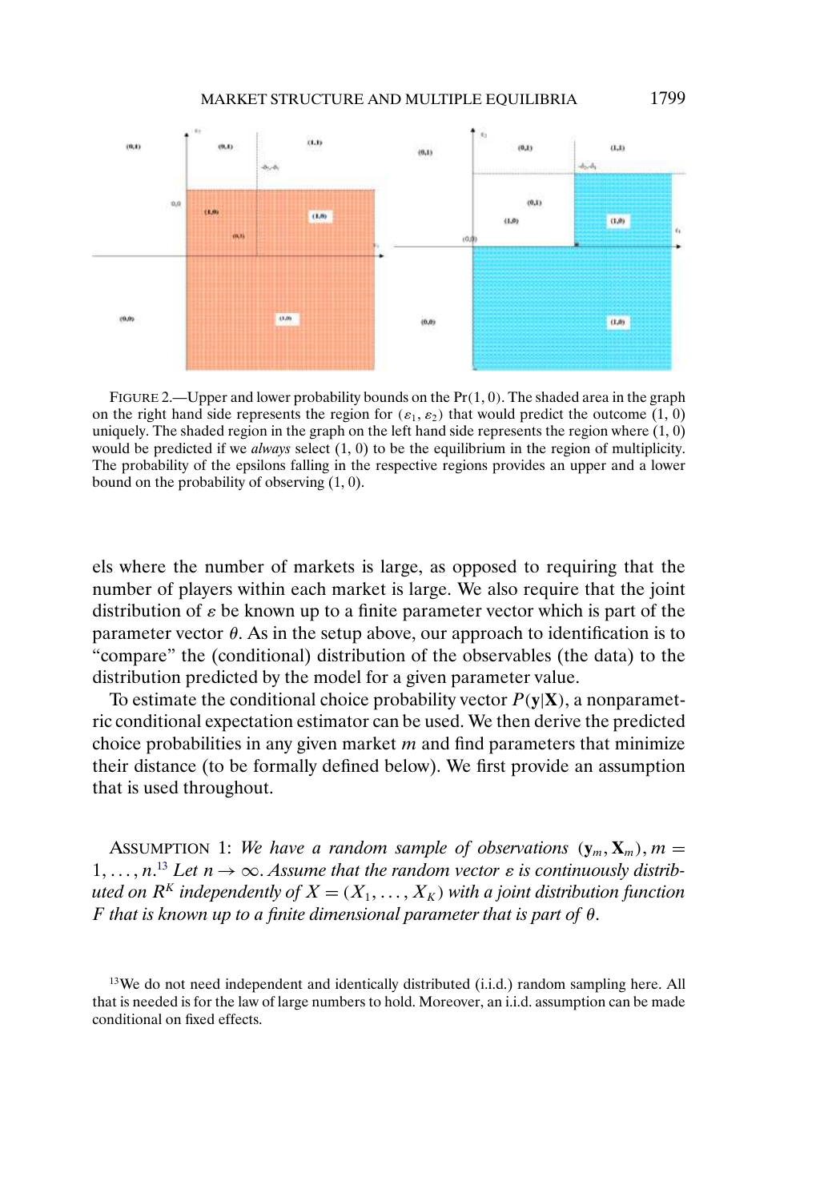FIGURE 2.—Upper and lower probability bounds on the $\Pr(1, 0)$. The shaded area in the graph on the right hand side represents the region for $(\varepsilon_1, \varepsilon_2)$ that would predict the outcome $(1, 0)$ uniquely. The shaded region in the graph on the left hand side represents the region where $(1, 0)$ would be predicted if we *always* select $(1, 0)$ to be the equilibrium in the region of multiplicity. The probability of the epsilons falling in the respective regions provides an upper and a lower bound on the probability of observing $(1, 0)$.

els where the number of markets is large, as opposed to requiring that the number of players within each market is large. We also require that the joint distribution of $\varepsilon$ be known up to a finite parameter vector which is part of the parameter vector $\theta$. As in the setup above, our approach to identification is to "compare" the (conditional) distribution of the observables (the data) to the distribution predicted by the model for a given parameter value.

To estimate the conditional choice probability vector $P(\mathbf{y}|\mathbf{X})$, a nonparametric conditional expectation estimator can be used. We then derive the predicted choice probabilities in any given market $m$ and find parameters that minimize their distance (to be formally defined below). We first provide an assumption that is used throughout.

ASSUMPTION 1: *We have a random sample of observations* $(\mathbf{y}_m, \mathbf{X}_m)$, $m = 1, \ldots, n$.[13] *Let* $n \to \infty$. *Assume that the random vector* $\varepsilon$ *is continuously distributed on* $R^K$ *independently of* $X = (X_1, \ldots, X_K)$ *with a joint distribution function* $F$ *that is known up to a finite dimensional parameter that is part of* $\theta$.

[13] We do not need independent and identically distributed (i.i.d.) random sampling here. All that is needed is for the law of large numbers to hold. Moreover, an i.i.d. assumption can be made conditional on fixed effects.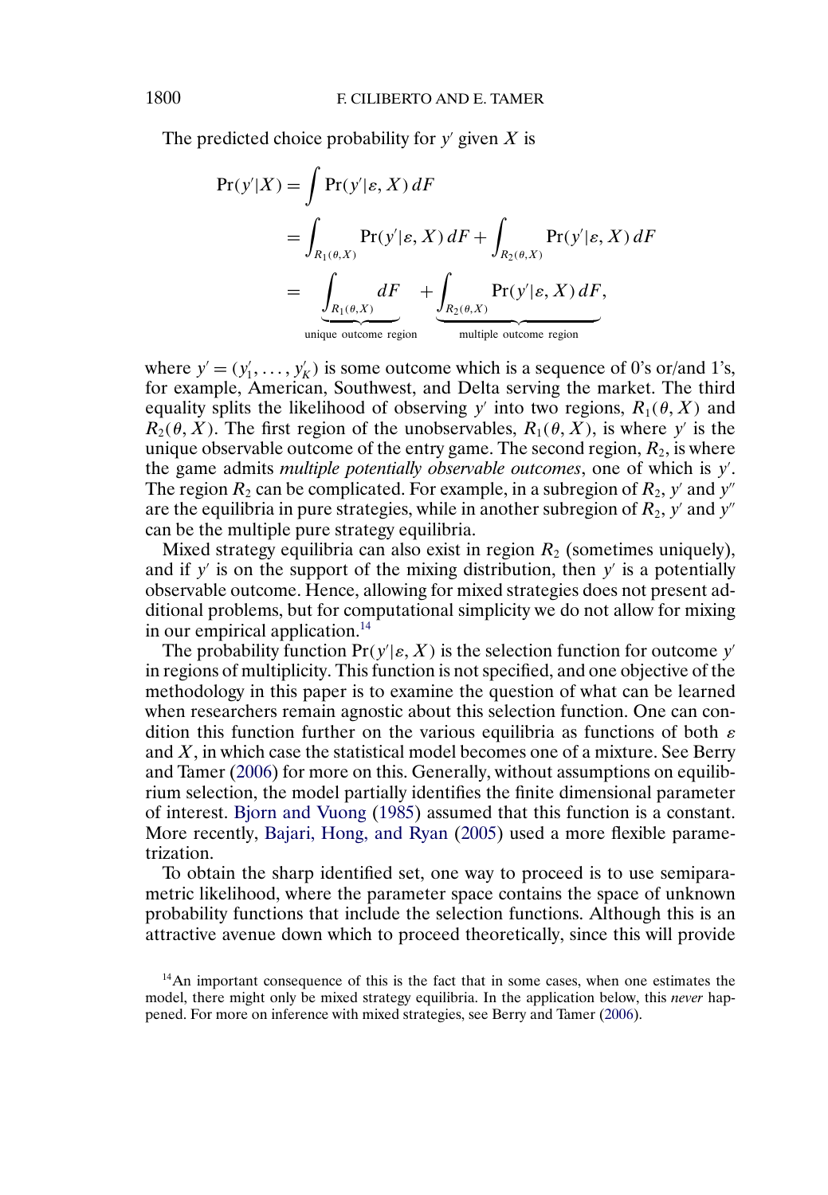The predicted choice probability for $y'$ given $X$ is

$$
\begin{aligned}
\Pr(y'|X) &= \int \Pr(y'|\varepsilon, X)\, dF \\
&= \int_{R_1(\theta,X)} \Pr(y'|\varepsilon, X)\, dF + \int_{R_2(\theta,X)} \Pr(y'|\varepsilon, X)\, dF \\
&= \underbrace{\int_{R_1(\theta,X)} dF}_{\text{unique outcome region}} + \underbrace{\int_{R_2(\theta,X)} \Pr(y'|\varepsilon, X)\, dF}_{\text{multiple outcome region}},
\end{aligned}
$$

where $y' = (y'_1, \ldots, y'_K)$ is some outcome which is a sequence of 0's or/and 1's, for example, American, Southwest, and Delta serving the market. The third equality splits the likelihood of observing $y'$ into two regions, $R_1(\theta, X)$ and $R_2(\theta, X)$. The first region of the unobservables, $R_1(\theta, X)$, is where $y'$ is the unique observable outcome of the entry game. The second region, $R_2$, is where the game admits *multiple potentially observable outcomes*, one of which is $y'$. The region $R_2$ can be complicated. For example, in a subregion of $R_2$, $y'$ and $y''$ are the equilibria in pure strategies, while in another subregion of $R_2$, $y'$ and $y''$ can be the multiple pure strategy equilibria.

Mixed strategy equilibria can also exist in region $R_2$ (sometimes uniquely), and if $y'$ is on the support of the mixing distribution, then $y'$ is a potentially observable outcome. Hence, allowing for mixed strategies does not present additional problems, but for computational simplicity we do not allow for mixing in our empirical application.[14]

The probability function $\Pr(y'|\varepsilon, X)$ is the selection function for outcome $y'$ in regions of multiplicity. This function is not specified, and one objective of the methodology in this paper is to examine the question of what can be learned when researchers remain agnostic about this selection function. One can condition this function further on the various equilibria as functions of both $\varepsilon$ and $X$, in which case the statistical model becomes one of a mixture. See Berry and Tamer (2006) for more on this. Generally, without assumptions on equilibrium selection, the model partially identifies the finite dimensional parameter of interest. Bjorn and Vuong (1985) assumed that this function is a constant. More recently, Bajari, Hong, and Ryan (2005) used a more flexible parametrization.

To obtain the sharp identified set, one way to proceed is to use semiparametric likelihood, where the parameter space contains the space of unknown probability functions that include the selection functions. Although this is an attractive avenue down which to proceed theoretically, since this will provide

[14] An important consequence of this is the fact that in some cases, when one estimates the model, there might only be mixed strategy equilibria. In the application below, this *never* happened. For more on inference with mixed strategies, see Berry and Tamer (2006).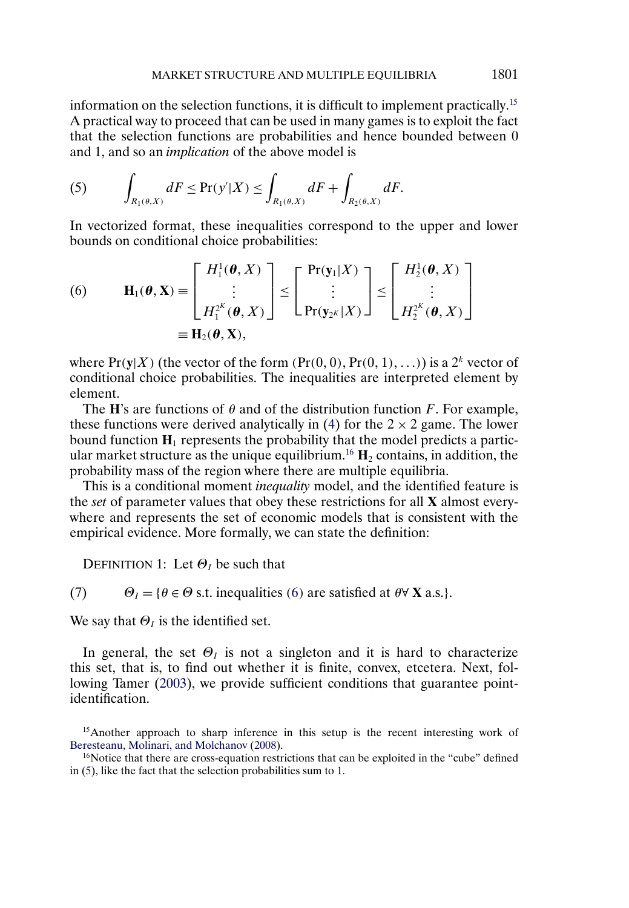information on the selection functions, it is difficult to implement practically.[15] A practical way to proceed that can be used in many games is to exploit the fact that the selection functions are probabilities and hence bounded between 0 and 1, and so an *implication* of the above model is

$$\int_{R_1(\theta,X)} dF \le \Pr(y'|X) \le \int_{R_1(\theta,X)} dF + \int_{R_2(\theta,X)} dF. \tag{5}$$

In vectorized format, these inequalities correspond to the upper and lower bounds on conditional choice probabilities:

$$\mathbf{H}_1(\boldsymbol{\theta}, \mathbf{X}) \equiv \begin{bmatrix} H_1^1(\boldsymbol{\theta}, X) \\ \vdots \\ H_1^{2^K}(\boldsymbol{\theta}, X) \end{bmatrix} \le \begin{bmatrix} \Pr(\mathbf{y}_1|X) \\ \vdots \\ \Pr(\mathbf{y}_{2^K}|X) \end{bmatrix} \le \begin{bmatrix} H_2^1(\boldsymbol{\theta}, X) \\ \vdots \\ H_2^{2^K}(\boldsymbol{\theta}, X) \end{bmatrix} \equiv \mathbf{H}_2(\boldsymbol{\theta}, \mathbf{X}), \tag{6}$$

where $\Pr(\mathbf{y}|X)$ (the vector of the form $(\Pr(0,0), \Pr(0,1), \ldots)$) is a $2^k$ vector of conditional choice probabilities. The inequalities are interpreted element by element.

The $\mathbf{H}$'s are functions of $\theta$ and of the distribution function $F$. For example, these functions were derived analytically in (4) for the $2 \times 2$ game. The lower bound function $\mathbf{H}_1$ represents the probability that the model predicts a particular market structure as the unique equilibrium.[16] $\mathbf{H}_2$ contains, in addition, the probability mass of the region where there are multiple equilibria.

This is a conditional moment *inequality* model, and the identified feature is the *set* of parameter values that obey these restrictions for all $\mathbf{X}$ almost everywhere and represents the set of economic models that is consistent with the empirical evidence. More formally, we can state the definition:

DEFINITION 1: Let $\Theta_I$ be such that

$$\Theta_I = \{\theta \in \Theta \text{ s.t. inequalities (6) are satisfied at } \theta \forall\, \mathbf{X} \text{ a.s.}\}. \tag{7}$$

We say that $\Theta_I$ is the identified set.

In general, the set $\Theta_I$ is not a singleton and it is hard to characterize this set, that is, to find out whether it is finite, convex, etcetera. Next, following Tamer (2003), we provide sufficient conditions that guarantee point-identification.

[15] Another approach to sharp inference in this setup is the recent interesting work of Beresteanu, Molinari, and Molchanov (2008).

[16] Notice that there are cross-equation restrictions that can be exploited in the "cube" defined in (5), like the fact that the selection probabilities sum to 1.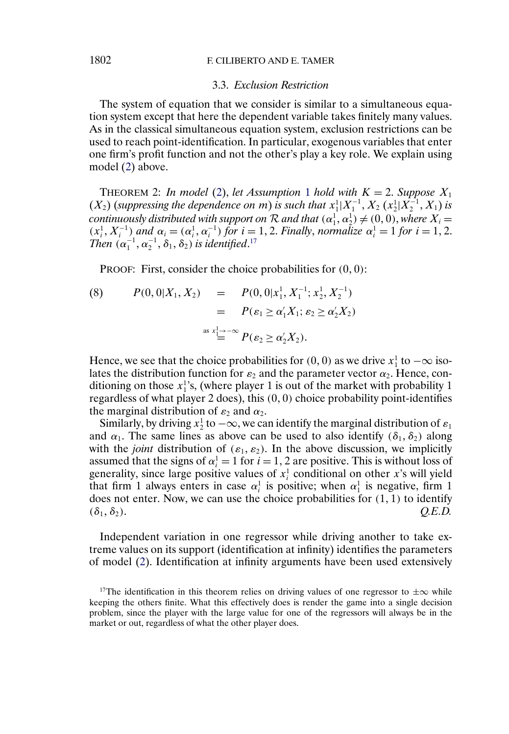### 3.3. *Exclusion Restriction*

The system of equation that we consider is similar to a simultaneous equation system except that here the dependent variable takes finitely many values. As in the classical simultaneous equation system, exclusion restrictions can be used to reach point-identification. In particular, exogenous variables that enter one firm's profit function and not the other's play a key role. We explain using model (2) above.

THEOREM 2: *In model* (2), *let Assumption* 1 *hold with* $K = 2$. *Suppose* $X_1$ ($X_2$) (*suppressing the dependence on* $m$) *is such that* $x_1^1 | X_1^{-1}, X_2$ ($x_2^1 | X_2^{-1}, X_1$) *is continuously distributed with support on* $\mathcal{R}$ *and that* $(\alpha_1^1, \alpha_2^1) \neq (0, 0)$, *where* $X_i = (x_i^1, X_i^{-1})$ *and* $\alpha_i = (\alpha_i^1, \alpha_i^{-1})$ *for* $i = 1, 2$. *Finally, normalize* $\alpha_i^1 = 1$ *for* $i = 1, 2$. *Then* $(\alpha_1^{-1}, \alpha_2^{-1}, \delta_1, \delta_2)$ *is identified*.[17]

PROOF: First, consider the choice probabilities for $(0, 0)$:

$$
\begin{aligned}
(8) \qquad P(0, 0|X_1, X_2) &= P(0, 0|x_1^1, X_1^{-1}; x_2^1, X_2^{-1}) \\
&= P(\varepsilon_1 \geq \alpha_1' X_1; \varepsilon_2 \geq \alpha_2' X_2) \\
&\overset{\text{as } x_1^1 \to -\infty}{=} P(\varepsilon_2 \geq \alpha_2' X_2).
\end{aligned}
$$

Hence, we see that the choice probabilities for $(0, 0)$ as we drive $x_1^1$ to $-\infty$ isolates the distribution function for $\varepsilon_2$ and the parameter vector $\alpha_2$. Hence, conditioning on those $x_1^1$'s, (where player 1 is out of the market with probability 1 regardless of what player 2 does), this $(0, 0)$ choice probability point-identifies the marginal distribution of $\varepsilon_2$ and $\alpha_2$.

Similarly, by driving $x_2^1$ to $-\infty$, we can identify the marginal distribution of $\varepsilon_1$ and $\alpha_1$. The same lines as above can be used to also identify $(\delta_1, \delta_2)$ along with the *joint* distribution of $(\varepsilon_1, \varepsilon_2)$. In the above discussion, we implicitly assumed that the signs of $\alpha_i^1 = 1$ for $i = 1, 2$ are positive. This is without loss of generality, since large positive values of $x_i^1$ conditional on other $x$'s will yield that firm 1 always enters in case $\alpha_i^1$ is positive; when $\alpha_1^1$ is negative, firm 1 does not enter. Now, we can use the choice probabilities for $(1, 1)$ to identify $(\delta_1, \delta_2)$. *Q.E.D.*

Independent variation in one regressor while driving another to take extreme values on its support (identification at infinity) identifies the parameters of model (2). Identification at infinity arguments have been used extensively

[17] The identification in this theorem relies on driving values of one regressor to $\pm\infty$ while keeping the others finite. What this effectively does is render the game into a single decision problem, since the player with the large value for one of the regressors will always be in the market or out, regardless of what the other player does.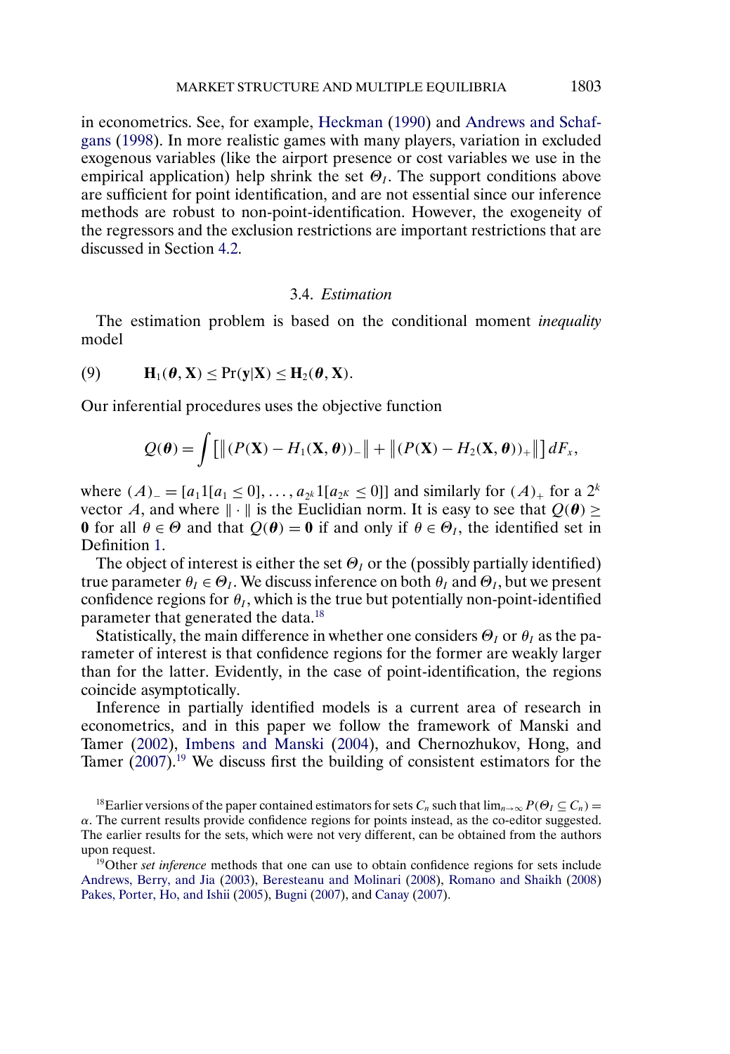in econometrics. See, for example, Heckman (1990) and Andrews and Schafgans (1998). In more realistic games with many players, variation in excluded exogenous variables (like the airport presence or cost variables we use in the empirical application) help shrink the set $\Theta_I$. The support conditions above are sufficient for point identification, and are not essential since our inference methods are robust to non-point-identification. However, the exogeneity of the regressors and the exclusion restrictions are important restrictions that are discussed in Section 4.2.

### 3.4. *Estimation*

The estimation problem is based on the conditional moment *inequality* model

$$\mathbf{H}_1(\boldsymbol{\theta}, \mathbf{X}) \le \Pr(\mathbf{y}|\mathbf{X}) \le \mathbf{H}_2(\boldsymbol{\theta}, \mathbf{X}). \tag{9}$$

Our inferential procedures uses the objective function

$$Q(\boldsymbol{\theta}) = \int \left[ \left\| (P(\mathbf{X}) - H_1(\mathbf{X}, \boldsymbol{\theta}))_- \right\| + \left\| (P(\mathbf{X}) - H_2(\mathbf{X}, \boldsymbol{\theta}))_+ \right\| \right] dF_x,$$

where $(A)_- = [a_1 1[a_1 \le 0], \ldots, a_{2^k} 1[a_{2^K} \le 0]]$ and similarly for $(A)_+$ for a $2^k$ vector $A$, and where $\|\cdot\|$ is the Euclidian norm. It is easy to see that $Q(\boldsymbol{\theta}) \ge \mathbf{0}$ for all $\theta \in \Theta$ and that $Q(\boldsymbol{\theta}) = \mathbf{0}$ if and only if $\theta \in \Theta_I$, the identified set in Definition 1.

The object of interest is either the set $\Theta_I$ or the (possibly partially identified) true parameter $\theta_I \in \Theta_I$. We discuss inference on both $\theta_I$ and $\Theta_I$, but we present confidence regions for $\theta_I$, which is the true but potentially non-point-identified parameter that generated the data.[18]

Statistically, the main difference in whether one considers $\Theta_I$ or $\theta_I$ as the parameter of interest is that confidence regions for the former are weakly larger than for the latter. Evidently, in the case of point-identification, the regions coincide asymptotically.

Inference in partially identified models is a current area of research in econometrics, and in this paper we follow the framework of Manski and Tamer (2002), Imbens and Manski (2004), and Chernozhukov, Hong, and Tamer (2007).[19] We discuss first the building of consistent estimators for the

[18] Earlier versions of the paper contained estimators for sets $C_n$ such that $\lim_{n\to\infty} P(\Theta_I \subseteq C_n) = \alpha$. The current results provide confidence regions for points instead, as the co-editor suggested. The earlier results for the sets, which were not very different, can be obtained from the authors upon request.

[19] Other *set inference* methods that one can use to obtain confidence regions for sets include Andrews, Berry, and Jia (2003), Beresteanu and Molinari (2008), Romano and Shaikh (2008) Pakes, Porter, Ho, and Ishii (2005), Bugni (2007), and Canay (2007).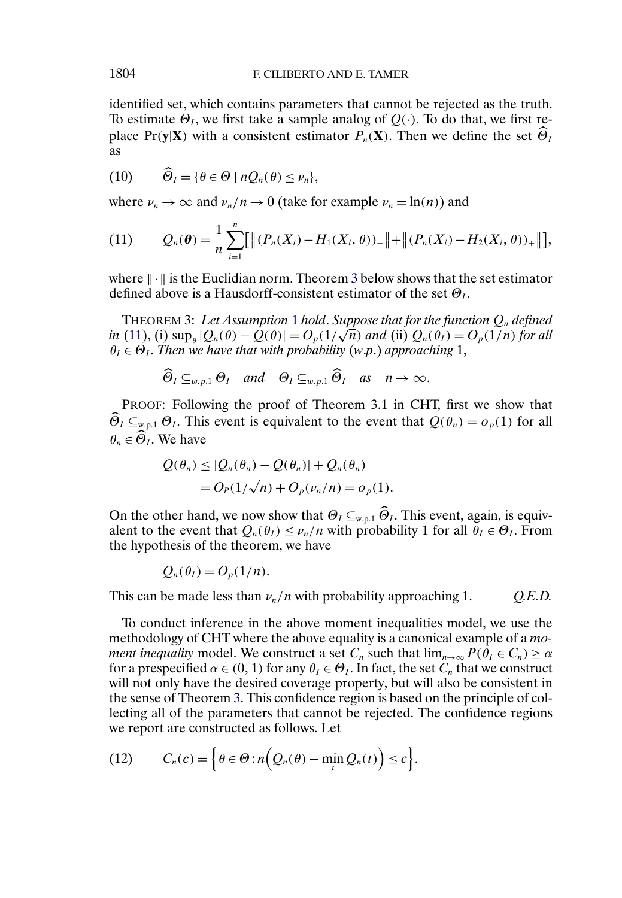identified set, which contains parameters that cannot be rejected as the truth. To estimate $\Theta_I$, we first take a sample analog of $Q(\cdot)$. To do that, we first replace $\Pr(\mathbf{y}|\mathbf{X})$ with a consistent estimator $P_n(\mathbf{X})$. Then we define the set $\widehat{\Theta}_I$ as

$$\widehat{\Theta}_I = \{\theta \in \Theta \mid nQ_n(\theta) \leq \nu_n\}, \tag{10}$$

where $\nu_n \to \infty$ and $\nu_n/n \to 0$ (take for example $\nu_n = \ln(n)$) and

$$Q_n(\boldsymbol{\theta}) = \frac{1}{n}\sum_{i=1}^{n}\left[\left\|(P_n(X_i) - H_1(X_i, \theta))_-\right\| + \left\|(P_n(X_i) - H_2(X_i, \theta))_+\right\|\right], \tag{11}$$

where $\|\cdot\|$ is the Euclidian norm. Theorem 3 below shows that the set estimator defined above is a Hausdorff-consistent estimator of the set $\Theta_I$.

THEOREM 3: *Let Assumption 1 hold. Suppose that for the function $Q_n$ defined in (11), (i) $\sup_\theta |Q_n(\theta) - Q(\theta)| = O_p(1/\sqrt{n})$ and (ii) $Q_n(\theta_I) = O_p(1/n)$ for all $\theta_I \in \Theta_I$. Then we have that with probability (w.p.) approaching 1,*

$$\widehat{\Theta}_I \subseteq_{w.p.1} \Theta_I \quad \text{and} \quad \Theta_I \subseteq_{w.p.1} \widehat{\Theta}_I \quad \text{as} \quad n \to \infty.$$

PROOF: Following the proof of Theorem 3.1 in CHT, first we show that $\widehat{\Theta}_I \subseteq_{\text{w.p.1}} \Theta_I$. This event is equivalent to the event that $Q(\theta_n) = o_p(1)$ for all $\theta_n \in \widehat{\Theta}_I$. We have

$$\begin{aligned} Q(\theta_n) &\leq |Q_n(\theta_n) - Q(\theta_n)| + Q_n(\theta_n) \\ &= O_P(1/\sqrt{n}) + O_p(\nu_n/n) = o_p(1). \end{aligned}$$

On the other hand, we now show that $\Theta_I \subseteq_{\text{w.p.1}} \widehat{\Theta}_I$. This event, again, is equivalent to the event that $Q_n(\theta_I) \leq \nu_n/n$ with probability 1 for all $\theta_I \in \Theta_I$. From the hypothesis of the theorem, we have

$$Q_n(\theta_I) = O_p(1/n).$$

This can be made less than $\nu_n/n$ with probability approaching 1. *Q.E.D.*

To conduct inference in the above moment inequalities model, we use the methodology of CHT where the above equality is a canonical example of a *moment inequality* model. We construct a set $C_n$ such that $\lim_{n\to\infty} P(\theta_I \in C_n) \geq \alpha$ for a prespecified $\alpha \in (0, 1)$ for any $\theta_I \in \Theta_I$. In fact, the set $C_n$ that we construct will not only have the desired coverage property, but will also be consistent in the sense of Theorem 3. This confidence region is based on the principle of collecting all of the parameters that cannot be rejected. The confidence regions we report are constructed as follows. Let

$$C_n(c) = \left\{\theta \in \Theta : n\left(Q_n(\theta) - \min_t Q_n(t)\right) \leq c\right\}. \tag{12}$$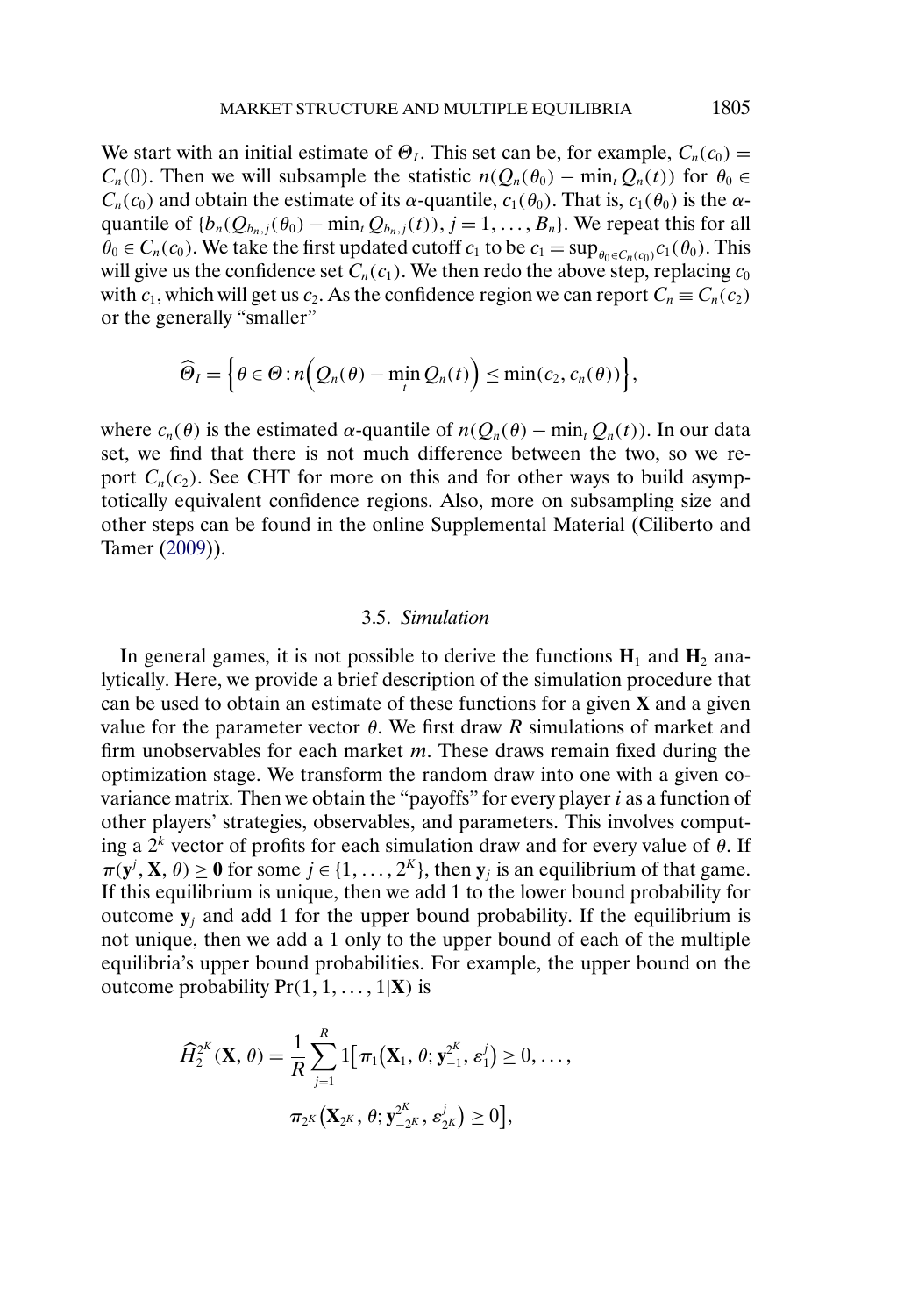We start with an initial estimate of $\Theta_I$. This set can be, for example, $C_n(c_0) = C_n(0)$. Then we will subsample the statistic $n(Q_n(\theta_0) - \min_t Q_n(t))$ for $\theta_0 \in C_n(c_0)$ and obtain the estimate of its $\alpha$-quantile, $c_1(\theta_0)$. That is, $c_1(\theta_0)$ is the $\alpha$-quantile of $\{b_n(Q_{b_n,j}(\theta_0) - \min_t Q_{b_n,j}(t)), j = 1, \dots, B_n\}$. We repeat this for all $\theta_0 \in C_n(c_0)$. We take the first updated cutoff $c_1$ to be $c_1 = \sup_{\theta_0 \in C_n(c_0)} c_1(\theta_0)$. This will give us the confidence set $C_n(c_1)$. We then redo the above step, replacing $c_0$ with $c_1$, which will get us $c_2$. As the confidence region we can report $C_n \equiv C_n(c_2)$ or the generally "smaller"

$$\widehat{\Theta}_I = \Big\{\theta \in \Theta : n\Big(Q_n(\theta) - \min_t Q_n(t)\Big) \leq \min(c_2, c_n(\theta))\Big\},$$

where $c_n(\theta)$ is the estimated $\alpha$-quantile of $n(Q_n(\theta) - \min_t Q_n(t))$. In our data set, we find that there is not much difference between the two, so we report $C_n(c_2)$. See CHT for more on this and for other ways to build asymptotically equivalent confidence regions. Also, more on subsampling size and other steps can be found in the online Supplemental Material (Ciliberto and Tamer (2009)).

### 3.5. *Simulation*

In general games, it is not possible to derive the functions $\mathbf{H}_1$ and $\mathbf{H}_2$ analytically. Here, we provide a brief description of the simulation procedure that can be used to obtain an estimate of these functions for a given $\mathbf{X}$ and a given value for the parameter vector $\theta$. We first draw $R$ simulations of market and firm unobservables for each market $m$. These draws remain fixed during the optimization stage. We transform the random draw into one with a given covariance matrix. Then we obtain the "payoffs" for every player $i$ as a function of other players' strategies, observables, and parameters. This involves computing a $2^k$ vector of profits for each simulation draw and for every value of $\theta$. If $\pi(\mathbf{y}^j, \mathbf{X}, \theta) \geq \mathbf{0}$ for some $j \in \{1, \dots, 2^K\}$, then $\mathbf{y}_j$ is an equilibrium of that game. If this equilibrium is unique, then we add 1 to the lower bound probability for outcome $\mathbf{y}_j$ and add 1 for the upper bound probability. If the equilibrium is not unique, then we add a 1 only to the upper bound of each of the multiple equilibria's upper bound probabilities. For example, the upper bound on the outcome probability $\Pr(1, 1, \dots, 1|\mathbf{X})$ is

$$\widehat{H}_2^{2^K}(\mathbf{X}, \theta) = \frac{1}{R}\sum_{j=1}^{R} 1\big[\pi_1\big(\mathbf{X}_1, \theta; \mathbf{y}_{-1}^{2^K}, \varepsilon_1^j\big) \geq 0, \dots,$$
$$\pi_{2^K}\big(\mathbf{X}_{2^K}, \theta; \mathbf{y}_{-2^K}^{2^K}, \varepsilon_{2^K}^j\big) \geq 0\big],$$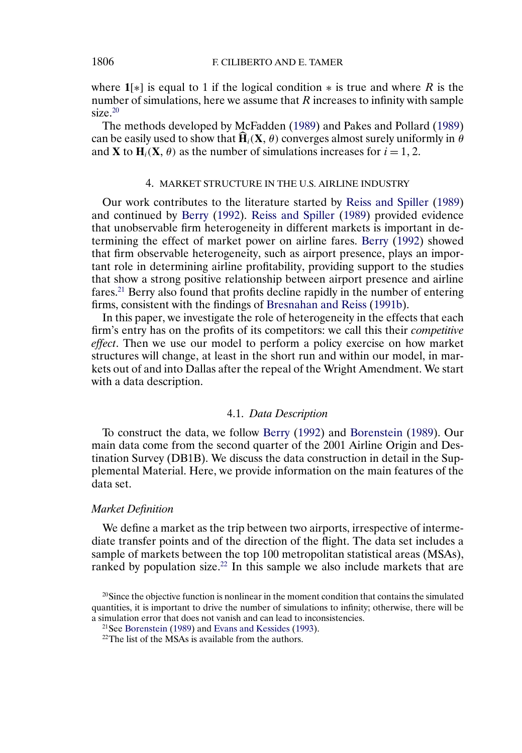where $\mathbf{1}[*]$ is equal to 1 if the logical condition $*$ is true and where $R$ is the number of simulations, here we assume that $R$ increases to infinity with sample size.[20]

The methods developed by McFadden (1989) and Pakes and Pollard (1989) can be easily used to show that $\widehat{\mathbf{H}}_i(\mathbf{X}, \theta)$ converges almost surely uniformly in $\theta$ and $\mathbf{X}$ to $\mathbf{H}_i(\mathbf{X}, \theta)$ as the number of simulations increases for $i = 1, 2$.

## 4. MARKET STRUCTURE IN THE U.S. AIRLINE INDUSTRY

Our work contributes to the literature started by Reiss and Spiller (1989) and continued by Berry (1992). Reiss and Spiller (1989) provided evidence that unobservable firm heterogeneity in different markets is important in determining the effect of market power on airline fares. Berry (1992) showed that firm observable heterogeneity, such as airport presence, plays an important role in determining airline profitability, providing support to the studies that show a strong positive relationship between airport presence and airline fares.[21] Berry also found that profits decline rapidly in the number of entering firms, consistent with the findings of Bresnahan and Reiss (1991b).

In this paper, we investigate the role of heterogeneity in the effects that each firm's entry has on the profits of its competitors: we call this their *competitive effect*. Then we use our model to perform a policy exercise on how market structures will change, at least in the short run and within our model, in markets out of and into Dallas after the repeal of the Wright Amendment. We start with a data description.

### 4.1. *Data Description*

To construct the data, we follow Berry (1992) and Borenstein (1989). Our main data come from the second quarter of the 2001 Airline Origin and Destination Survey (DB1B). We discuss the data construction in detail in the Supplemental Material. Here, we provide information on the main features of the data set.

#### *Market Definition*

We define a market as the trip between two airports, irrespective of intermediate transfer points and of the direction of the flight. The data set includes a sample of markets between the top 100 metropolitan statistical areas (MSAs), ranked by population size.[22] In this sample we also include markets that are

[20]Since the objective function is nonlinear in the moment condition that contains the simulated quantities, it is important to drive the number of simulations to infinity; otherwise, there will be a simulation error that does not vanish and can lead to inconsistencies.

[21]See Borenstein (1989) and Evans and Kessides (1993).

[22]The list of the MSAs is available from the authors.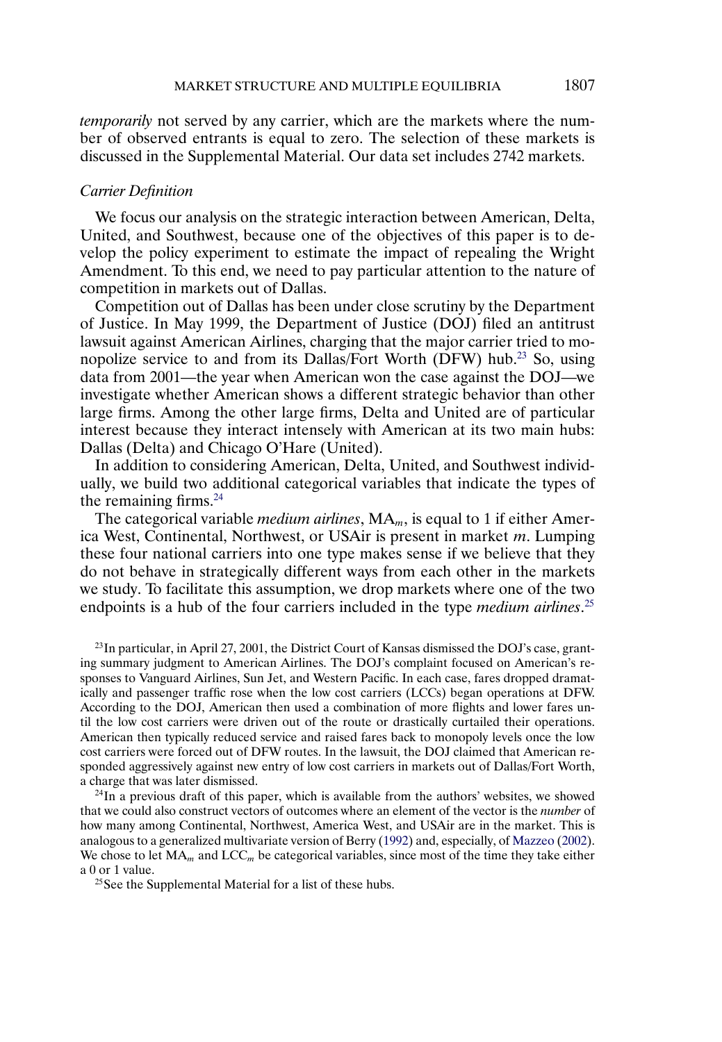*temporarily* not served by any carrier, which are the markets where the number of observed entrants is equal to zero. The selection of these markets is discussed in the Supplemental Material. Our data set includes 2742 markets.

### *Carrier Definition*

We focus our analysis on the strategic interaction between American, Delta, United, and Southwest, because one of the objectives of this paper is to develop the policy experiment to estimate the impact of repealing the Wright Amendment. To this end, we need to pay particular attention to the nature of competition in markets out of Dallas.

Competition out of Dallas has been under close scrutiny by the Department of Justice. In May 1999, the Department of Justice (DOJ) filed an antitrust lawsuit against American Airlines, charging that the major carrier tried to monopolize service to and from its Dallas/Fort Worth (DFW) hub.[23] So, using data from 2001—the year when American won the case against the DOJ—we investigate whether American shows a different strategic behavior than other large firms. Among the other large firms, Delta and United are of particular interest because they interact intensely with American at its two main hubs: Dallas (Delta) and Chicago O'Hare (United).

In addition to considering American, Delta, United, and Southwest individually, we build two additional categorical variables that indicate the types of the remaining firms.[24]

The categorical variable *medium airlines*, $\mathrm{MA}_m$, is equal to 1 if either America West, Continental, Northwest, or USAir is present in market $m$. Lumping these four national carriers into one type makes sense if we believe that they do not behave in strategically different ways from each other in the markets we study. To facilitate this assumption, we drop markets where one of the two endpoints is a hub of the four carriers included in the type *medium airlines*.[25]

[23] In particular, in April 27, 2001, the District Court of Kansas dismissed the DOJ's case, granting summary judgment to American Airlines. The DOJ's complaint focused on American's responses to Vanguard Airlines, Sun Jet, and Western Pacific. In each case, fares dropped dramatically and passenger traffic rose when the low cost carriers (LCCs) began operations at DFW. According to the DOJ, American then used a combination of more flights and lower fares until the low cost carriers were driven out of the route or drastically curtailed their operations. American then typically reduced service and raised fares back to monopoly levels once the low cost carriers were forced out of DFW routes. In the lawsuit, the DOJ claimed that American responded aggressively against new entry of low cost carriers in markets out of Dallas/Fort Worth, a charge that was later dismissed.

[24] In a previous draft of this paper, which is available from the authors' websites, we showed that we could also construct vectors of outcomes where an element of the vector is the *number* of how many among Continental, Northwest, America West, and USAir are in the market. This is analogous to a generalized multivariate version of Berry (1992) and, especially, of Mazzeo (2002). We chose to let $\mathrm{MA}_m$ and $\mathrm{LCC}_m$ be categorical variables, since most of the time they take either a 0 or 1 value.

[25] See the Supplemental Material for a list of these hubs.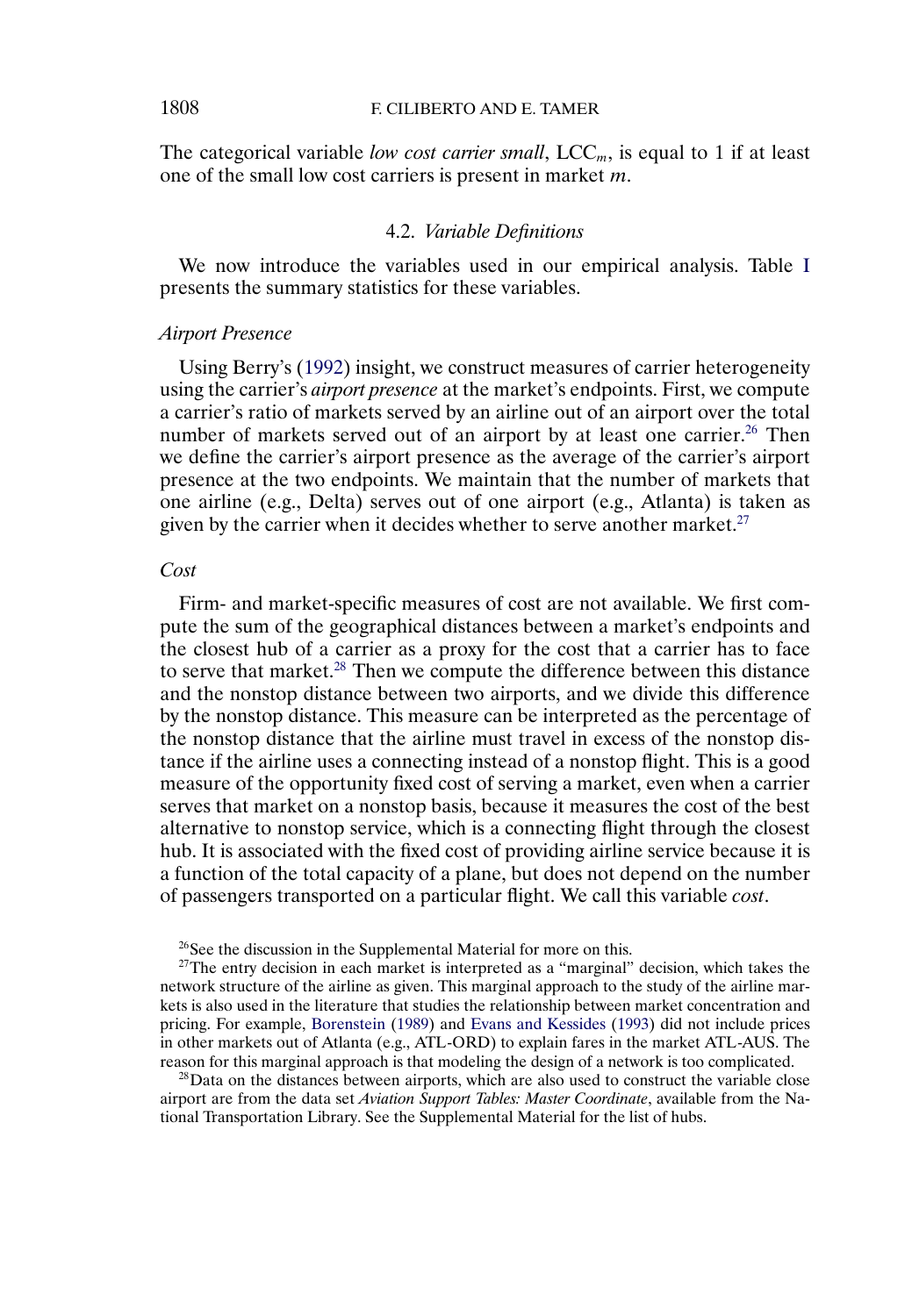The categorical variable *low cost carrier small*, $LCC_m$, is equal to 1 if at least one of the small low cost carriers is present in market $m$.

### 4.2. *Variable Definitions*

We now introduce the variables used in our empirical analysis. Table I presents the summary statistics for these variables.

#### *Airport Presence*

Using Berry's (1992) insight, we construct measures of carrier heterogeneity using the carrier's *airport presence* at the market's endpoints. First, we compute a carrier's ratio of markets served by an airline out of an airport over the total number of markets served out of an airport by at least one carrier.[26] Then we define the carrier's airport presence as the average of the carrier's airport presence at the two endpoints. We maintain that the number of markets that one airline (e.g., Delta) serves out of one airport (e.g., Atlanta) is taken as given by the carrier when it decides whether to serve another market.[27]

#### *Cost*

Firm- and market-specific measures of cost are not available. We first compute the sum of the geographical distances between a market's endpoints and the closest hub of a carrier as a proxy for the cost that a carrier has to face to serve that market.[28] Then we compute the difference between this distance and the nonstop distance between two airports, and we divide this difference by the nonstop distance. This measure can be interpreted as the percentage of the nonstop distance that the airline must travel in excess of the nonstop distance if the airline uses a connecting instead of a nonstop flight. This is a good measure of the opportunity fixed cost of serving a market, even when a carrier serves that market on a nonstop basis, because it measures the cost of the best alternative to nonstop service, which is a connecting flight through the closest hub. It is associated with the fixed cost of providing airline service because it is a function of the total capacity of a plane, but does not depend on the number of passengers transported on a particular flight. We call this variable *cost*.

[26] See the discussion in the Supplemental Material for more on this.

[27] The entry decision in each market is interpreted as a "marginal" decision, which takes the network structure of the airline as given. This marginal approach to the study of the airline markets is also used in the literature that studies the relationship between market concentration and pricing. For example, Borenstein (1989) and Evans and Kessides (1993) did not include prices in other markets out of Atlanta (e.g., ATL-ORD) to explain fares in the market ATL-AUS. The reason for this marginal approach is that modeling the design of a network is too complicated.

[28] Data on the distances between airports, which are also used to construct the variable close airport are from the data set *Aviation Support Tables: Master Coordinate*, available from the National Transportation Library. See the Supplemental Material for the list of hubs.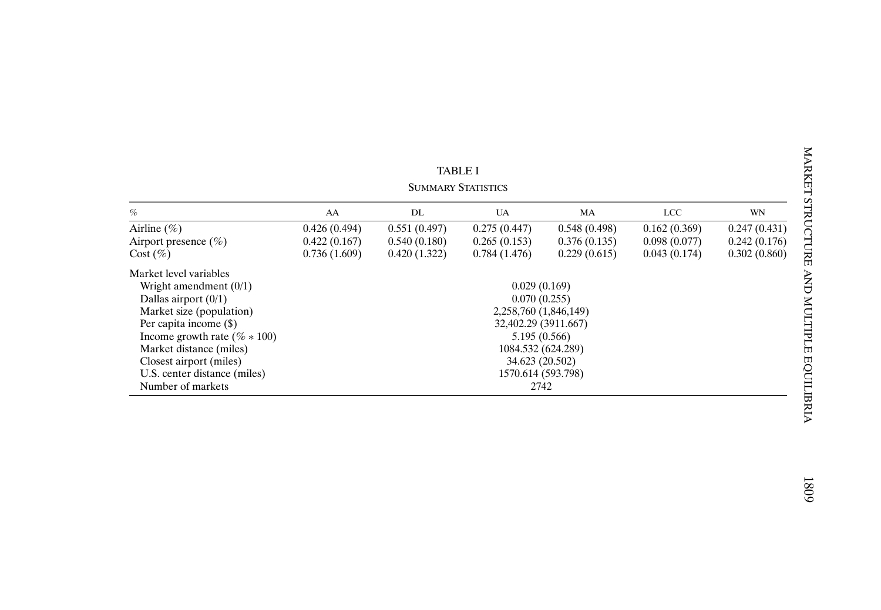TABLE I

SUMMARY STATISTICS

| % | AA | DL | UA | MA | LCC | WN |
|---|---|---|---|---|---|---|
| Airline (%) | 0.426 (0.494) | 0.551 (0.497) | 0.275 (0.447) | 0.548 (0.498) | 0.162 (0.369) | 0.247 (0.431) |
| Airport presence (%) | 0.422 (0.167) | 0.540 (0.180) | 0.265 (0.153) | 0.376 (0.135) | 0.098 (0.077) | 0.242 (0.176) |
| Cost (%) | 0.736 (1.609) | 0.420 (1.322) | 0.784 (1.476) | 0.229 (0.615) | 0.043 (0.174) | 0.302 (0.860) |
| Market level variables | | | | | | |
| Wright amendment (0/1) | 0.029 (0.169) | | | | | |
| Dallas airport (0/1) | 0.070 (0.255) | | | | | |
| Market size (population) | 2,258,760 (1,846,149) | | | | | |
| Per capita income ($) | 32,402.29 (3911.667) | | | | | |
| Income growth rate (% * 100) | 5.195 (0.566) | | | | | |
| Market distance (miles) | 1084.532 (624.289) | | | | | |
| Closest airport (miles) | 34.623 (20.502) | | | | | |
| U.S. center distance (miles) | 1570.614 (593.798) | | | | | |
| Number of markets | 2742 | | | | | |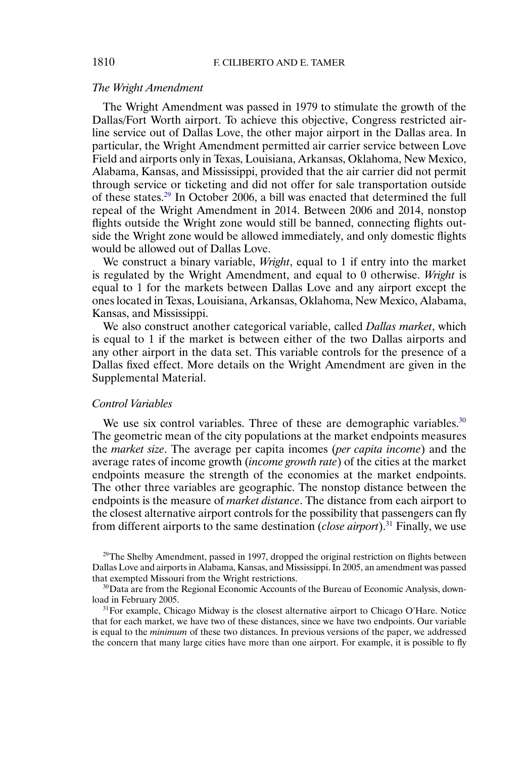*The Wright Amendment*

The Wright Amendment was passed in 1979 to stimulate the growth of the Dallas/Fort Worth airport. To achieve this objective, Congress restricted airline service out of Dallas Love, the other major airport in the Dallas area. In particular, the Wright Amendment permitted air carrier service between Love Field and airports only in Texas, Louisiana, Arkansas, Oklahoma, New Mexico, Alabama, Kansas, and Mississippi, provided that the air carrier did not permit through service or ticketing and did not offer for sale transportation outside of these states.[29] In October 2006, a bill was enacted that determined the full repeal of the Wright Amendment in 2014. Between 2006 and 2014, nonstop flights outside the Wright zone would still be banned, connecting flights outside the Wright zone would be allowed immediately, and only domestic flights would be allowed out of Dallas Love.

We construct a binary variable, *Wright*, equal to 1 if entry into the market is regulated by the Wright Amendment, and equal to 0 otherwise. *Wright* is equal to 1 for the markets between Dallas Love and any airport except the ones located in Texas, Louisiana, Arkansas, Oklahoma, New Mexico, Alabama, Kansas, and Mississippi.

We also construct another categorical variable, called *Dallas market*, which is equal to 1 if the market is between either of the two Dallas airports and any other airport in the data set. This variable controls for the presence of a Dallas fixed effect. More details on the Wright Amendment are given in the Supplemental Material.

*Control Variables*

We use six control variables. Three of these are demographic variables.[30] The geometric mean of the city populations at the market endpoints measures the *market size*. The average per capita incomes (*per capita income*) and the average rates of income growth (*income growth rate*) of the cities at the market endpoints measure the strength of the economies at the market endpoints. The other three variables are geographic. The nonstop distance between the endpoints is the measure of *market distance*. The distance from each airport to the closest alternative airport controls for the possibility that passengers can fly from different airports to the same destination (*close airport*).[31] Finally, we use

[29]The Shelby Amendment, passed in 1997, dropped the original restriction on flights between Dallas Love and airports in Alabama, Kansas, and Mississippi. In 2005, an amendment was passed that exempted Missouri from the Wright restrictions.

[30]Data are from the Regional Economic Accounts of the Bureau of Economic Analysis, download in February 2005.

[31]For example, Chicago Midway is the closest alternative airport to Chicago O'Hare. Notice that for each market, we have two of these distances, since we have two endpoints. Our variable is equal to the *minimum* of these two distances. In previous versions of the paper, we addressed the concern that many large cities have more than one airport. For example, it is possible to fly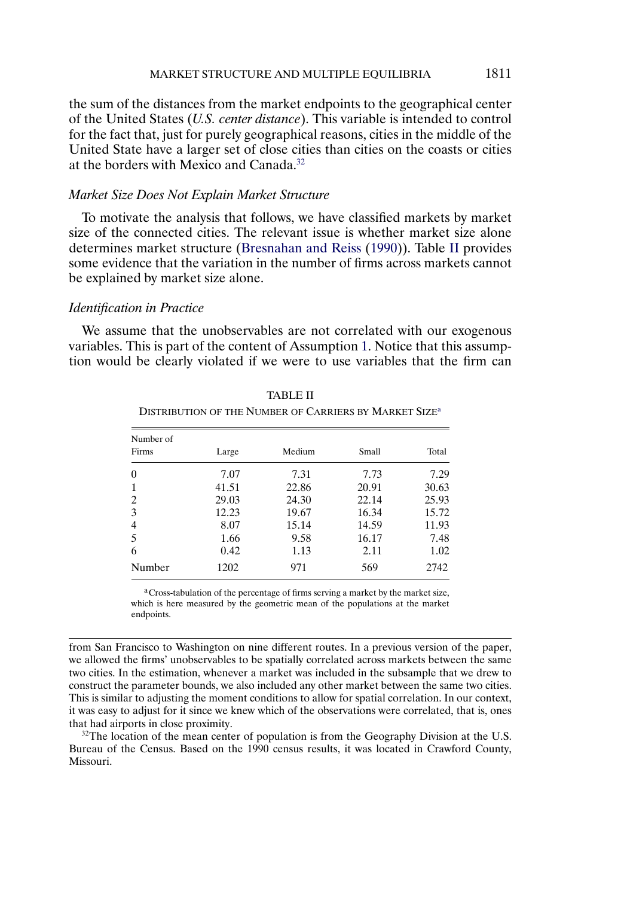the sum of the distances from the market endpoints to the geographical center of the United States (*U.S. center distance*). This variable is intended to control for the fact that, just for purely geographical reasons, cities in the middle of the United State have a larger set of close cities than cities on the coasts or cities at the borders with Mexico and Canada.[32]

### *Market Size Does Not Explain Market Structure*

To motivate the analysis that follows, we have classified markets by market size of the connected cities. The relevant issue is whether market size alone determines market structure (Bresnahan and Reiss (1990)). Table II provides some evidence that the variation in the number of firms across markets cannot be explained by market size alone.

### *Identification in Practice*

We assume that the unobservables are not correlated with our exogenous variables. This is part of the content of Assumption 1. Notice that this assumption would be clearly violated if we were to use variables that the firm can

TABLE II

DISTRIBUTION OF THE NUMBER OF CARRIERS BY MARKET SIZE[a]

| Number of Firms | Large | Medium | Small | Total |
|---|---|---|---|---|
| 0 | 7.07 | 7.31 | 7.73 | 7.29 |
| 1 | 41.51 | 22.86 | 20.91 | 30.63 |
| 2 | 29.03 | 24.30 | 22.14 | 25.93 |
| 3 | 12.23 | 19.67 | 16.34 | 15.72 |
| 4 | 8.07 | 15.14 | 14.59 | 11.93 |
| 5 | 1.66 | 9.58 | 16.17 | 7.48 |
| 6 | 0.42 | 1.13 | 2.11 | 1.02 |
| Number | 1202 | 971 | 569 | 2742 |

[a] Cross-tabulation of the percentage of firms serving a market by the market size, which is here measured by the geometric mean of the populations at the market endpoints.

from San Francisco to Washington on nine different routes. In a previous version of the paper, we allowed the firms' unobservables to be spatially correlated across markets between the same two cities. In the estimation, whenever a market was included in the subsample that we drew to construct the parameter bounds, we also included any other market between the same two cities. This is similar to adjusting the moment conditions to allow for spatial correlation. In our context, it was easy to adjust for it since we knew which of the observations were correlated, that is, ones that had airports in close proximity.

[32] The location of the mean center of population is from the Geography Division at the U.S. Bureau of the Census. Based on the 1990 census results, it was located in Crawford County, Missouri.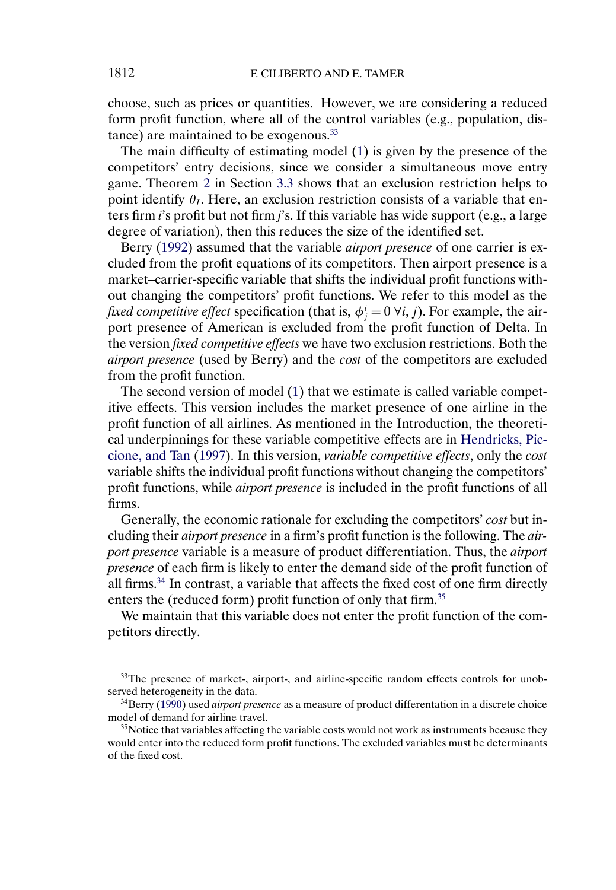choose, such as prices or quantities. However, we are considering a reduced form profit function, where all of the control variables (e.g., population, distance) are maintained to be exogenous.[33]

The main difficulty of estimating model (1) is given by the presence of the competitors' entry decisions, since we consider a simultaneous move entry game. Theorem 2 in Section 3.3 shows that an exclusion restriction helps to point identify $\theta_I$. Here, an exclusion restriction consists of a variable that enters firm $i$'s profit but not firm $j$'s. If this variable has wide support (e.g., a large degree of variation), then this reduces the size of the identified set.

Berry (1992) assumed that the variable *airport presence* of one carrier is excluded from the profit equations of its competitors. Then airport presence is a market–carrier-specific variable that shifts the individual profit functions without changing the competitors' profit functions. We refer to this model as the *fixed competitive effect* specification (that is, $\phi^i_j = 0 \ \forall i, j$). For example, the airport presence of American is excluded from the profit function of Delta. In the version *fixed competitive effects* we have two exclusion restrictions. Both the *airport presence* (used by Berry) and the *cost* of the competitors are excluded from the profit function.

The second version of model (1) that we estimate is called variable competitive effects. This version includes the market presence of one airline in the profit function of all airlines. As mentioned in the Introduction, the theoretical underpinnings for these variable competitive effects are in Hendricks, Piccione, and Tan (1997). In this version, *variable competitive effects*, only the *cost* variable shifts the individual profit functions without changing the competitors' profit functions, while *airport presence* is included in the profit functions of all firms.

Generally, the economic rationale for excluding the competitors' *cost* but including their *airport presence* in a firm's profit function is the following. The *airport presence* variable is a measure of product differentiation. Thus, the *airport presence* of each firm is likely to enter the demand side of the profit function of all firms.[34] In contrast, a variable that affects the fixed cost of one firm directly enters the (reduced form) profit function of only that firm.[35]

We maintain that this variable does not enter the profit function of the competitors directly.

[33]The presence of market-, airport-, and airline-specific random effects controls for unobserved heterogeneity in the data.

[34]Berry (1990) used *airport presence* as a measure of product differentation in a discrete choice model of demand for airline travel.

[35]Notice that variables affecting the variable costs would not work as instruments because they would enter into the reduced form profit functions. The excluded variables must be determinants of the fixed cost.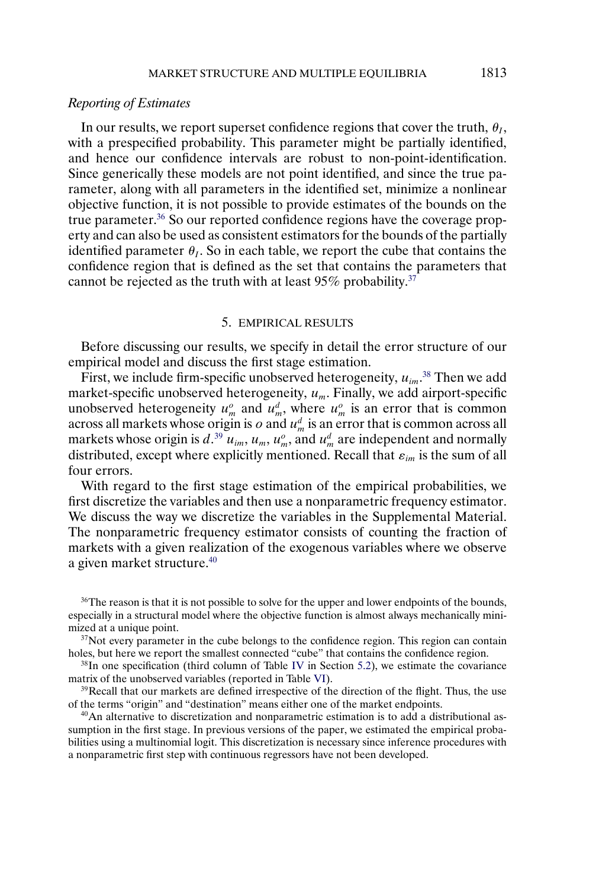*Reporting of Estimates*

In our results, we report superset confidence regions that cover the truth, $\theta_I$, with a prespecified probability. This parameter might be partially identified, and hence our confidence intervals are robust to non-point-identification. Since generically these models are not point identified, and since the true parameter, along with all parameters in the identified set, minimize a nonlinear objective function, it is not possible to provide estimates of the bounds on the true parameter.[36] So our reported confidence regions have the coverage property and can also be used as consistent estimators for the bounds of the partially identified parameter $\theta_I$. So in each table, we report the cube that contains the confidence region that is defined as the set that contains the parameters that cannot be rejected as the truth with at least 95% probability.[37]

## 5. EMPIRICAL RESULTS

Before discussing our results, we specify in detail the error structure of our empirical model and discuss the first stage estimation.

First, we include firm-specific unobserved heterogeneity, $u_{im}$.[38] Then we add market-specific unobserved heterogeneity, $u_m$. Finally, we add airport-specific unobserved heterogeneity $u_m^o$ and $u_m^d$, where $u_m^o$ is an error that is common across all markets whose origin is $o$ and $u_m^d$ is an error that is common across all markets whose origin is $d$.[39] $u_{im}$, $u_m$, $u_m^o$, and $u_m^d$ are independent and normally distributed, except where explicitly mentioned. Recall that $\varepsilon_{im}$ is the sum of all four errors.

With regard to the first stage estimation of the empirical probabilities, we first discretize the variables and then use a nonparametric frequency estimator. We discuss the way we discretize the variables in the Supplemental Material. The nonparametric frequency estimator consists of counting the fraction of markets with a given realization of the exogenous variables where we observe a given market structure.[40]

[36]The reason is that it is not possible to solve for the upper and lower endpoints of the bounds, especially in a structural model where the objective function is almost always mechanically minimized at a unique point.

[37]Not every parameter in the cube belongs to the confidence region. This region can contain holes, but here we report the smallest connected "cube" that contains the confidence region.

[38]In one specification (third column of Table IV in Section 5.2), we estimate the covariance matrix of the unobserved variables (reported in Table VI).

[39]Recall that our markets are defined irrespective of the direction of the flight. Thus, the use of the terms "origin" and "destination" means either one of the market endpoints.

[40]An alternative to discretization and nonparametric estimation is to add a distributional assumption in the first stage. In previous versions of the paper, we estimated the empirical probabilities using a multinomial logit. This discretization is necessary since inference procedures with a nonparametric first step with continuous regressors have not been developed.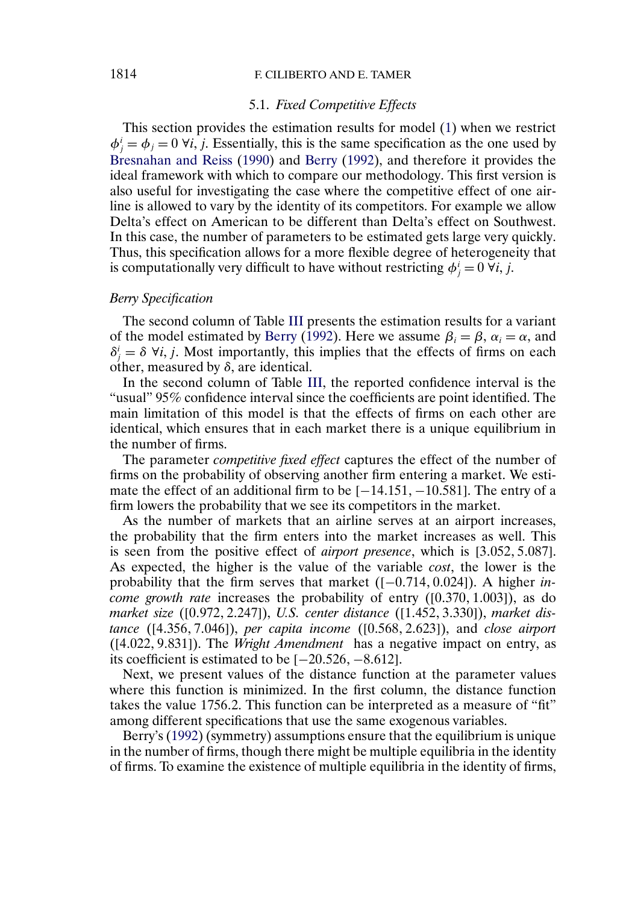### 5.1. *Fixed Competitive Effects*

This section provides the estimation results for model (1) when we restrict $\phi^i_j = \phi_j = 0\ \forall i, j$. Essentially, this is the same specification as the one used by Bresnahan and Reiss (1990) and Berry (1992), and therefore it provides the ideal framework with which to compare our methodology. This first version is also useful for investigating the case where the competitive effect of one airline is allowed to vary by the identity of its competitors. For example we allow Delta's effect on American to be different than Delta's effect on Southwest. In this case, the number of parameters to be estimated gets large very quickly. Thus, this specification allows for a more flexible degree of heterogeneity that is computationally very difficult to have without restricting $\phi^i_j = 0\ \forall i, j$.

#### *Berry Specification*

The second column of Table III presents the estimation results for a variant of the model estimated by Berry (1992). Here we assume $\beta_i = \beta$, $\alpha_i = \alpha$, and $\delta^i_j = \delta\ \forall i, j$. Most importantly, this implies that the effects of firms on each other, measured by $\delta$, are identical.

In the second column of Table III, the reported confidence interval is the "usual" 95% confidence interval since the coefficients are point identified. The main limitation of this model is that the effects of firms on each other are identical, which ensures that in each market there is a unique equilibrium in the number of firms.

The parameter *competitive fixed effect* captures the effect of the number of firms on the probability of observing another firm entering a market. We estimate the effect of an additional firm to be $[-14.151, -10.581]$. The entry of a firm lowers the probability that we see its competitors in the market.

As the number of markets that an airline serves at an airport increases, the probability that the firm enters into the market increases as well. This is seen from the positive effect of *airport presence*, which is $[3.052, 5.087]$. As expected, the higher is the value of the variable *cost*, the lower is the probability that the firm serves that market ($[-0.714, 0.024]$). A higher *income growth rate* increases the probability of entry ($[0.370, 1.003]$), as do *market size* ($[0.972, 2.247]$), *U.S. center distance* ($[1.452, 3.330]$), *market distance* ($[4.356, 7.046]$), *per capita income* ($[0.568, 2.623]$), and *close airport* ($[4.022, 9.831]$). The *Wright Amendment* has a negative impact on entry, as its coefficient is estimated to be $[-20.526, -8.612]$.

Next, we present values of the distance function at the parameter values where this function is minimized. In the first column, the distance function takes the value 1756.2. This function can be interpreted as a measure of "fit" among different specifications that use the same exogenous variables.

Berry's (1992) (symmetry) assumptions ensure that the equilibrium is unique in the number of firms, though there might be multiple equilibria in the identity of firms. To examine the existence of multiple equilibria in the identity of firms,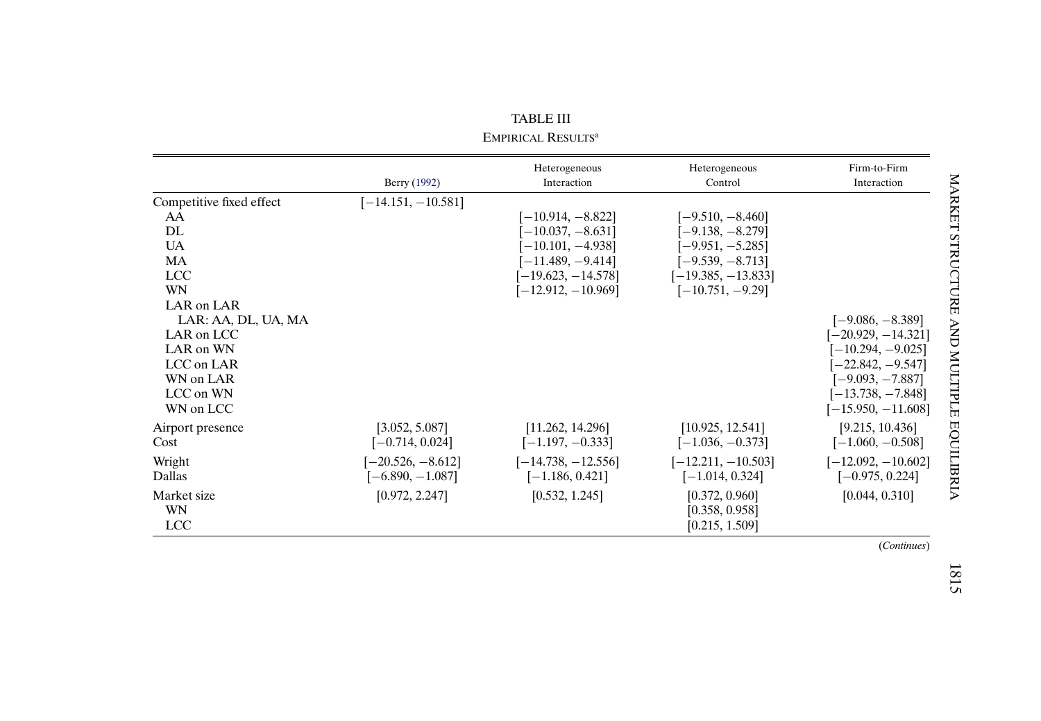TABLE III

EMPIRICAL RESULTS[a]

| | Berry (1992) | Heterogeneous Interaction | Heterogeneous Control | Firm-to-Firm Interaction |
|---|---|---|---|---|
| Competitive fixed effect | [−14.151, −10.581] | | | |
| AA | | [−10.914, −8.822] | [−9.510, −8.460] | |
| DL | | [−10.037, −8.631] | [−9.138, −8.279] | |
| UA | | [−10.101, −4.938] | [−9.951, −5.285] | |
| MA | | [−11.489, −9.414] | [−9.539, −8.713] | |
| LCC | | [−19.623, −14.578] | [−19.385, −13.833] | |
| WN | | [−12.912, −10.969] | [−10.751, −9.29] | |
| LAR on LAR | | | | |
| LAR: AA, DL, UA, MA | | | | [−9.086, −8.389] |
| LAR on LCC | | | | [−20.929, −14.321] |
| LAR on WN | | | | [−10.294, −9.025] |
| LCC on LAR | | | | [−22.842, −9.547] |
| WN on LAR | | | | [−9.093, −7.887] |
| LCC on WN | | | | [−13.738, −7.848] |
| WN on LCC | | | | [−15.950, −11.608] |
| Airport presence | [3.052, 5.087] | [11.262, 14.296] | [10.925, 12.541] | [9.215, 10.436] |
| Cost | [−0.714, 0.024] | [−1.197, −0.333] | [−1.036, −0.373] | [−1.060, −0.508] |
| Wright | [−20.526, −8.612] | [−14.738, −12.556] | [−12.211, −10.503] | [−12.092, −10.602] |
| Dallas | [−6.890, −1.087] | [−1.186, 0.421] | [−1.014, 0.324] | [−0.975, 0.224] |
| Market size | [0.972, 2.247] | [0.532, 1.245] | [0.372, 0.960] | [0.044, 0.310] |
| WN | | | [0.358, 0.958] | |
| LCC | | | [0.215, 1.509] | |

(*Continues*)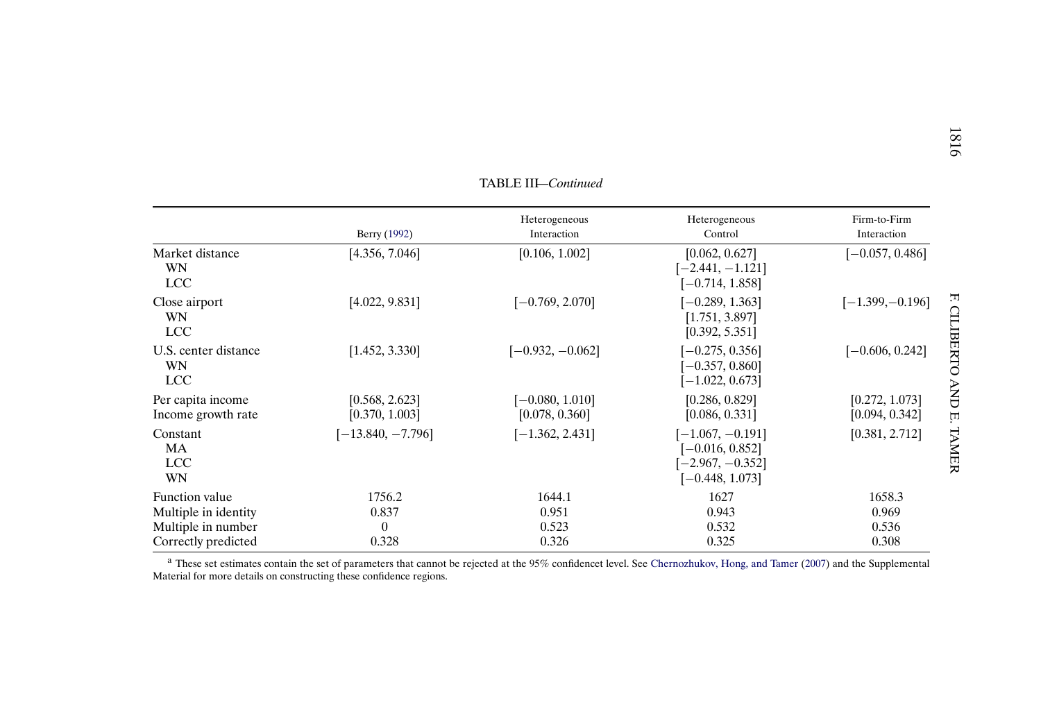TABLE III—*Continued*

| | Berry (1992) | Heterogeneous Interaction | Heterogeneous Control | Firm-to-Firm Interaction |
|---|---|---|---|---|
| Market distance | [4.356, 7.046] | [0.106, 1.002] | [0.062, 0.627] | [−0.057, 0.486] |
| WN | | | [−2.441, −1.121] | |
| LCC | | | [−0.714, 1.858] | |
| Close airport | [4.022, 9.831] | [−0.769, 2.070] | [−0.289, 1.363] | [−1.399, −0.196] |
| WN | | | [1.751, 3.897] | |
| LCC | | | [0.392, 5.351] | |
| U.S. center distance | [1.452, 3.330] | [−0.932, −0.062] | [−0.275, 0.356] | [−0.606, 0.242] |
| WN | | | [−0.357, 0.860] | |
| LCC | | | [−1.022, 0.673] | |
| Per capita income | [0.568, 2.623] | [−0.080, 1.010] | [0.286, 0.829] | [0.272, 1.073] |
| Income growth rate | [0.370, 1.003] | [0.078, 0.360] | [0.086, 0.331] | [0.094, 0.342] |
| Constant | [−13.840, −7.796] | [−1.362, 2.431] | [−1.067, −0.191] | [0.381, 2.712] |
| MA | | | [−0.016, 0.852] | |
| LCC | | | [−2.967, −0.352] | |
| WN | | | [−0.448, 1.073] | |
| Function value | 1756.2 | 1644.1 | 1627 | 1658.3 |
| Multiple in identity | 0.837 | 0.951 | 0.943 | 0.969 |
| Multiple in number | 0 | 0.523 | 0.532 | 0.536 |
| Correctly predicted | 0.328 | 0.326 | 0.325 | 0.308 |

[a] These set estimates contain the set of parameters that cannot be rejected at the 95% confidencet level. See Chernozhukov, Hong, and Tamer (2007) and the Supplemental Material for more details on constructing these confidence regions.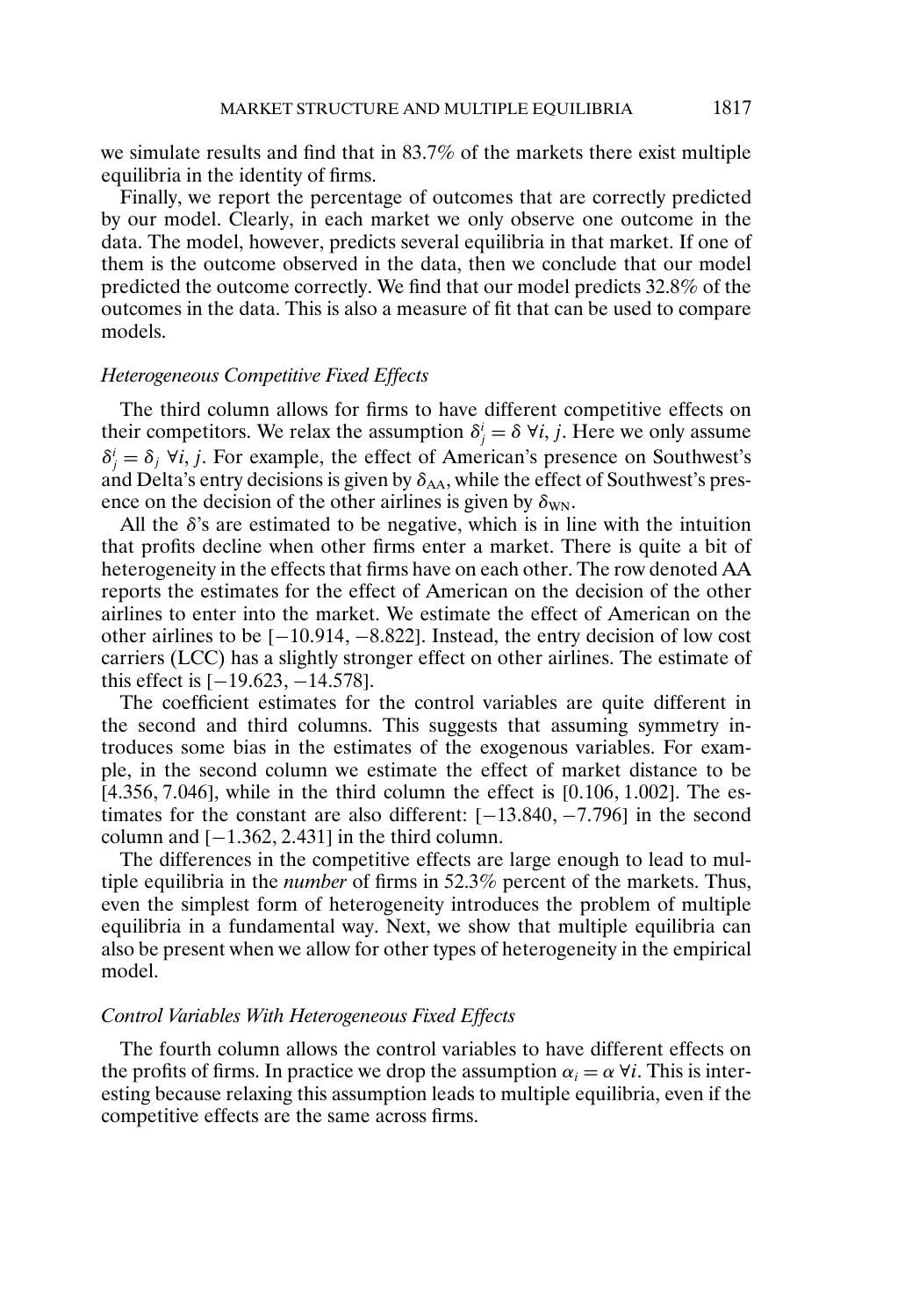we simulate results and find that in 83.7% of the markets there exist multiple equilibria in the identity of firms.

Finally, we report the percentage of outcomes that are correctly predicted by our model. Clearly, in each market we only observe one outcome in the data. The model, however, predicts several equilibria in that market. If one of them is the outcome observed in the data, then we conclude that our model predicted the outcome correctly. We find that our model predicts 32.8% of the outcomes in the data. This is also a measure of fit that can be used to compare models.

### *Heterogeneous Competitive Fixed Effects*

The third column allows for firms to have different competitive effects on their competitors. We relax the assumption $\delta^i_j = \delta \; \forall i, j$. Here we only assume $\delta^i_j = \delta_j \; \forall i, j$. For example, the effect of American's presence on Southwest's and Delta's entry decisions is given by $\delta_{\text{AA}}$, while the effect of Southwest's presence on the decision of the other airlines is given by $\delta_{\text{WN}}$.

All the $\delta$'s are estimated to be negative, which is in line with the intuition that profits decline when other firms enter a market. There is quite a bit of heterogeneity in the effects that firms have on each other. The row denoted AA reports the estimates for the effect of American on the decision of the other airlines to enter into the market. We estimate the effect of American on the other airlines to be $[-10.914, -8.822]$. Instead, the entry decision of low cost carriers (LCC) has a slightly stronger effect on other airlines. The estimate of this effect is $[-19.623, -14.578]$.

The coefficient estimates for the control variables are quite different in the second and third columns. This suggests that assuming symmetry introduces some bias in the estimates of the exogenous variables. For example, in the second column we estimate the effect of market distance to be $[4.356, 7.046]$, while in the third column the effect is $[0.106, 1.002]$. The estimates for the constant are also different: $[-13.840, -7.796]$ in the second column and $[-1.362, 2.431]$ in the third column.

The differences in the competitive effects are large enough to lead to multiple equilibria in the *number* of firms in 52.3% percent of the markets. Thus, even the simplest form of heterogeneity introduces the problem of multiple equilibria in a fundamental way. Next, we show that multiple equilibria can also be present when we allow for other types of heterogeneity in the empirical model.

### *Control Variables With Heterogeneous Fixed Effects*

The fourth column allows the control variables to have different effects on the profits of firms. In practice we drop the assumption $\alpha_i = \alpha \; \forall i$. This is interesting because relaxing this assumption leads to multiple equilibria, even if the competitive effects are the same across firms.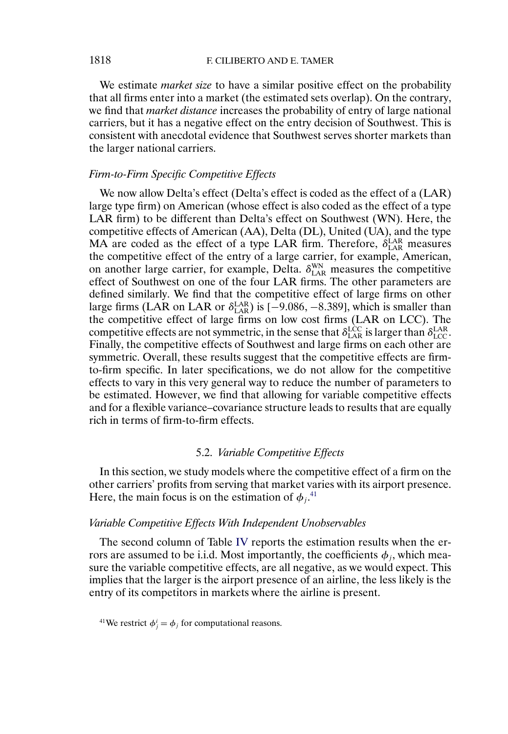We estimate *market size* to have a similar positive effect on the probability that all firms enter into a market (the estimated sets overlap). On the contrary, we find that *market distance* increases the probability of entry of large national carriers, but it has a negative effect on the entry decision of Southwest. This is consistent with anecdotal evidence that Southwest serves shorter markets than the larger national carriers.

*Firm-to-Firm Specific Competitive Effects*

We now allow Delta's effect (Delta's effect is coded as the effect of a (LAR) large type firm) on American (whose effect is also coded as the effect of a type LAR firm) to be different than Delta's effect on Southwest (WN). Here, the competitive effects of American (AA), Delta (DL), United (UA), and the type MA are coded as the effect of a type LAR firm. Therefore, $\delta_{\mathrm{LAR}}^{\mathrm{LAR}}$ measures the competitive effect of the entry of a large carrier, for example, American, on another large carrier, for example, Delta. $\delta_{\mathrm{LAR}}^{\mathrm{WN}}$ measures the competitive effect of Southwest on one of the four LAR firms. The other parameters are defined similarly. We find that the competitive effect of large firms on other large firms (LAR on LAR or $\delta_{\mathrm{LAR}}^{\mathrm{LAR}}$) is $[-9.086, -8.389]$, which is smaller than the competitive effect of large firms on low cost firms (LAR on LCC). The competitive effects are not symmetric, in the sense that $\delta_{\mathrm{LAR}}^{\mathrm{LCC}}$ is larger than $\delta_{\mathrm{LCC}}^{\mathrm{LAR}}$. Finally, the competitive effects of Southwest and large firms on each other are symmetric. Overall, these results suggest that the competitive effects are firm-to-firm specific. In later specifications, we do not allow for the competitive effects to vary in this very general way to reduce the number of parameters to be estimated. However, we find that allowing for variable competitive effects and for a flexible variance–covariance structure leads to results that are equally rich in terms of firm-to-firm effects.

### 5.2. *Variable Competitive Effects*

In this section, we study models where the competitive effect of a firm on the other carriers' profits from serving that market varies with its airport presence. Here, the main focus is on the estimation of $\phi_j$.[41]

*Variable Competitive Effects With Independent Unobservables*

The second column of Table IV reports the estimation results when the errors are assumed to be i.i.d. Most importantly, the coefficients $\phi_j$, which measure the variable competitive effects, are all negative, as we would expect. This implies that the larger is the airport presence of an airline, the less likely is the entry of its competitors in markets where the airline is present.

[41]We restrict $\phi_j^i = \phi_j$ for computational reasons.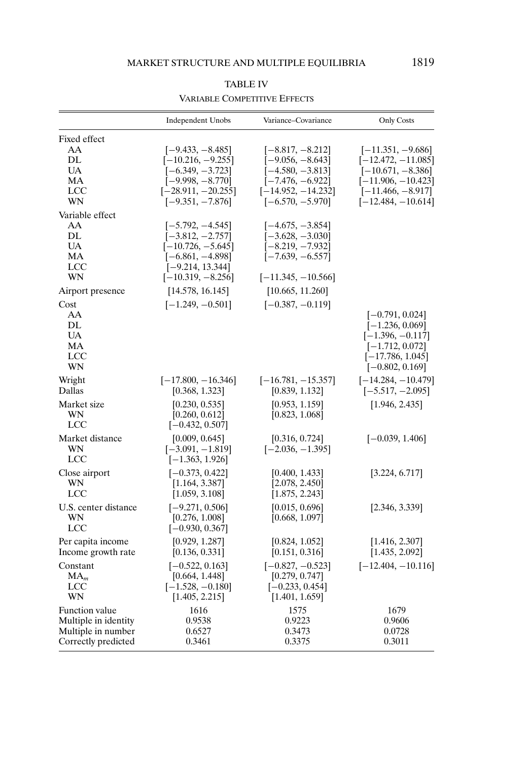TABLE IV

VARIABLE COMPETITIVE EFFECTS

| | Independent Unobs | Variance–Covariance | Only Costs |
|---|---|---|---|
| Fixed effect | | | |
| AA | [−9.433, −8.485] | [−8.817, −8.212] | [−11.351, −9.686] |
| DL | [−10.216, −9.255] | [−9.056, −8.643] | [−12.472, −11.085] |
| UA | [−6.349, −3.723] | [−4.580, −3.813] | [−10.671, −8.386] |
| MA | [−9.998, −8.770] | [−7.476, −6.922] | [−11.906, −10.423] |
| LCC | [−28.911, −20.255] | [−14.952, −14.232] | [−11.466, −8.917] |
| WN | [−9.351, −7.876] | [−6.570, −5.970] | [−12.484, −10.614] |
| Variable effect | | | |
| AA | [−5.792, −4.545] | [−4.675, −3.854] | |
| DL | [−3.812, −2.757] | [−3.628, −3.030] | |
| UA | [−10.726, −5.645] | [−8.219, −7.932] | |
| MA | [−6.861, −4.898] | [−7.639, −6.557] | |
| LCC | [−9.214, 13.344] | | |
| WN | [−10.319, −8.256] | [−11.345, −10.566] | |
| Airport presence | [14.578, 16.145] | [10.665, 11.260] | |
| Cost | [−1.249, −0.501] | [−0.387, −0.119] | |
| AA | | | [−0.791, 0.024] |
| DL | | | [−1.236, 0.069] |
| UA | | | [−1.396, −0.117] |
| MA | | | [−1.712, 0.072] |
| LCC | | | [−17.786, 1.045] |
| WN | | | [−0.802, 0.169] |
| Wright | [−17.800, −16.346] | [−16.781, −15.357] | [−14.284, −10.479] |
| Dallas | [0.368, 1.323] | [0.839, 1.132] | [−5.517, −2.095] |
| Market size | [0.230, 0.535] | [0.953, 1.159] | [1.946, 2.435] |
| WN | [0.260, 0.612] | [0.823, 1.068] | |
| LCC | [−0.432, 0.507] | | |
| Market distance | [0.009, 0.645] | [0.316, 0.724] | [−0.039, 1.406] |
| WN | [−3.091, −1.819] | [−2.036, −1.395] | |
| LCC | [−1.363, 1.926] | | |
| Close airport | [−0.373, 0.422] | [0.400, 1.433] | [3.224, 6.717] |
| WN | [1.164, 3.387] | [2.078, 2.450] | |
| LCC | [1.059, 3.108] | [1.875, 2.243] | |
| U.S. center distance | [−9.271, 0.506] | [0.015, 0.696] | [2.346, 3.339] |
| WN | [0.276, 1.008] | [0.668, 1.097] | |
| LCC | [−0.930, 0.367] | | |
| Per capita income | [0.929, 1.287] | [0.824, 1.052] | [1.416, 2.307] |
| Income growth rate | [0.136, 0.331] | [0.151, 0.316] | [1.435, 2.092] |
| Constant | [−0.522, 0.163] | [−0.827, −0.523] | [−12.404, −10.116] |
| $\text{MA}_m$ | [0.664, 1.448] | [0.279, 0.747] | |
| LCC | [−1.528, −0.180] | [−0.233, 0.454] | |
| WN | [1.405, 2.215] | [1.401, 1.659] | |
| Function value | 1616 | 1575 | 1679 |
| Multiple in identity | 0.9538 | 0.9223 | 0.9606 |
| Multiple in number | 0.6527 | 0.3473 | 0.0728 |
| Correctly predicted | 0.3461 | 0.3375 | 0.3011 |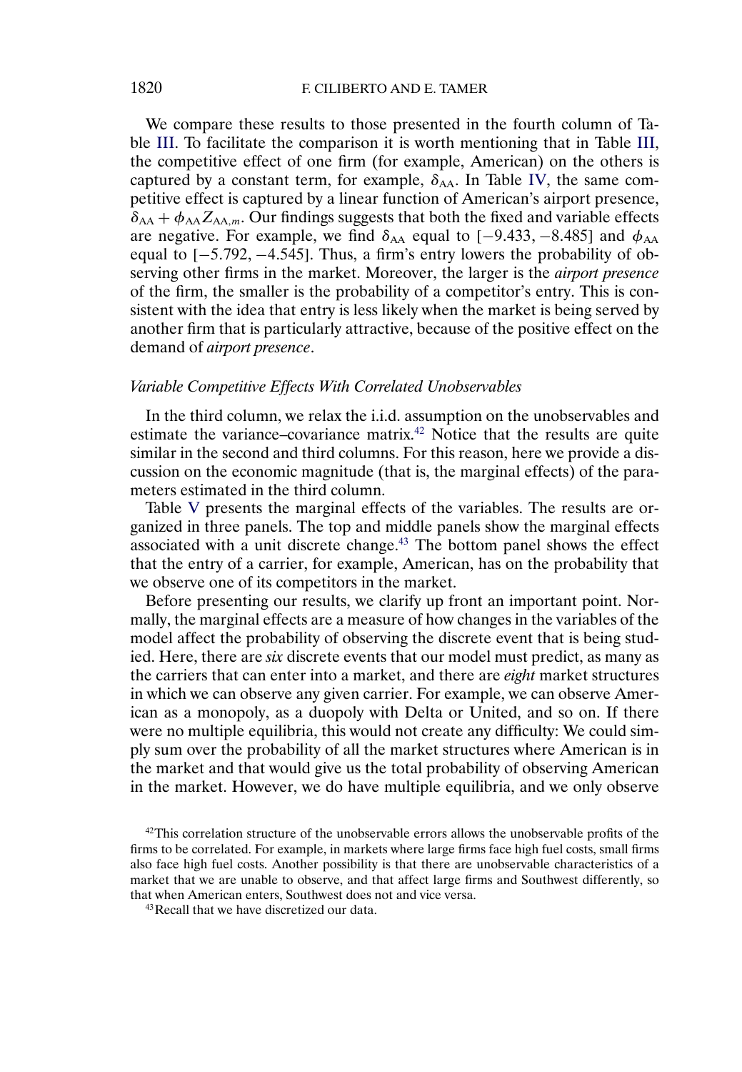We compare these results to those presented in the fourth column of Table III. To facilitate the comparison it is worth mentioning that in Table III, the competitive effect of one firm (for example, American) on the others is captured by a constant term, for example, $\delta_{\mathrm{AA}}$. In Table IV, the same competitive effect is captured by a linear function of American's airport presence, $\delta_{\mathrm{AA}} + \phi_{\mathrm{AA}} Z_{\mathrm{AA},m}$. Our findings suggests that both the fixed and variable effects are negative. For example, we find $\delta_{\mathrm{AA}}$ equal to $[-9.433, -8.485]$ and $\phi_{\mathrm{AA}}$ equal to $[-5.792, -4.545]$. Thus, a firm's entry lowers the probability of observing other firms in the market. Moreover, the larger is the *airport presence* of the firm, the smaller is the probability of a competitor's entry. This is consistent with the idea that entry is less likely when the market is being served by another firm that is particularly attractive, because of the positive effect on the demand of *airport presence*.

### *Variable Competitive Effects With Correlated Unobservables*

In the third column, we relax the i.i.d. assumption on the unobservables and estimate the variance–covariance matrix.[42] Notice that the results are quite similar in the second and third columns. For this reason, here we provide a discussion on the economic magnitude (that is, the marginal effects) of the parameters estimated in the third column.

Table V presents the marginal effects of the variables. The results are organized in three panels. The top and middle panels show the marginal effects associated with a unit discrete change.[43] The bottom panel shows the effect that the entry of a carrier, for example, American, has on the probability that we observe one of its competitors in the market.

Before presenting our results, we clarify up front an important point. Normally, the marginal effects are a measure of how changes in the variables of the model affect the probability of observing the discrete event that is being studied. Here, there are *six* discrete events that our model must predict, as many as the carriers that can enter into a market, and there are *eight* market structures in which we can observe any given carrier. For example, we can observe American as a monopoly, as a duopoly with Delta or United, and so on. If there were no multiple equilibria, this would not create any difficulty: We could simply sum over the probability of all the market structures where American is in the market and that would give us the total probability of observing American in the market. However, we do have multiple equilibria, and we only observe

[42]This correlation structure of the unobservable errors allows the unobservable profits of the firms to be correlated. For example, in markets where large firms face high fuel costs, small firms also face high fuel costs. Another possibility is that there are unobservable characteristics of a market that we are unable to observe, and that affect large firms and Southwest differently, so that when American enters, Southwest does not and vice versa.

[43]Recall that we have discretized our data.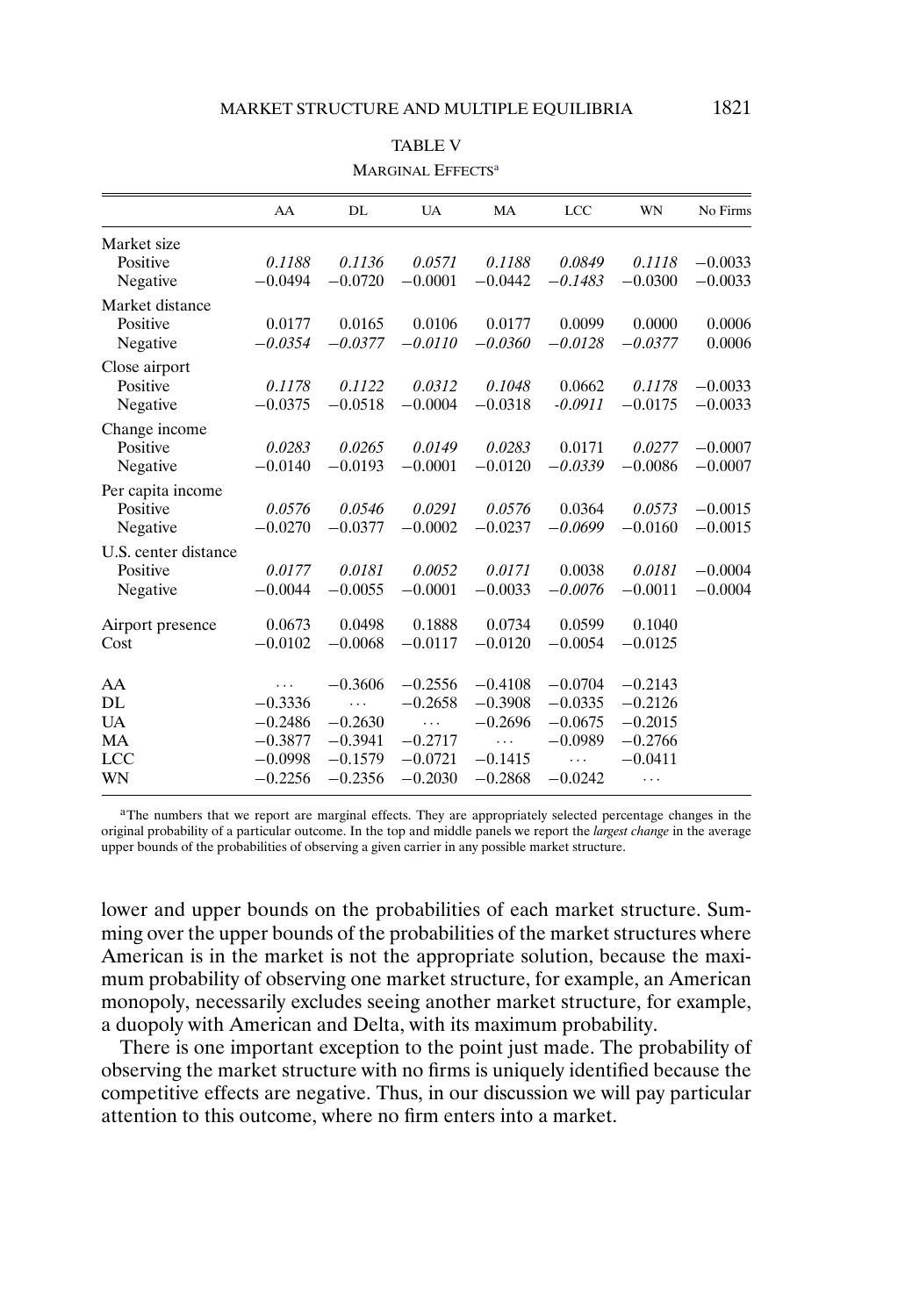TABLE V

MARGINAL EFFECTS[a]

| | AA | DL | UA | MA | LCC | WN | No Firms |
|---|---|---|---|---|---|---|---|
| Market size | | | | | | | |
| Positive | *0.1188* | *0.1136* | *0.0571* | *0.1188* | *0.0849* | *0.1118* | −0.0033 |
| Negative | −0.0494 | −0.0720 | −0.0001 | −0.0442 | *−0.1483* | −0.0300 | −0.0033 |
| Market distance | | | | | | | |
| Positive | 0.0177 | 0.0165 | 0.0106 | 0.0177 | 0.0099 | 0.0000 | 0.0006 |
| Negative | *−0.0354* | *−0.0377* | *−0.0110* | *−0.0360* | *−0.0128* | *−0.0377* | 0.0006 |
| Close airport | | | | | | | |
| Positive | *0.1178* | *0.1122* | *0.0312* | *0.1048* | 0.0662 | *0.1178* | −0.0033 |
| Negative | −0.0375 | −0.0518 | −0.0004 | −0.0318 | *-0.0911* | −0.0175 | −0.0033 |
| Change income | | | | | | | |
| Positive | *0.0283* | *0.0265* | *0.0149* | *0.0283* | 0.0171 | *0.0277* | −0.0007 |
| Negative | −0.0140 | −0.0193 | −0.0001 | −0.0120 | *−0.0339* | −0.0086 | −0.0007 |
| Per capita income | | | | | | | |
| Positive | *0.0576* | *0.0546* | *0.0291* | *0.0576* | 0.0364 | *0.0573* | −0.0015 |
| Negative | −0.0270 | −0.0377 | −0.0002 | −0.0237 | *−0.0699* | −0.0160 | −0.0015 |
| U.S. center distance | | | | | | | |
| Positive | *0.0177* | *0.0181* | *0.0052* | *0.0171* | 0.0038 | *0.0181* | −0.0004 |
| Negative | −0.0044 | −0.0055 | −0.0001 | −0.0033 | *−0.0076* | −0.0011 | −0.0004 |
| Airport presence | 0.0673 | 0.0498 | 0.1888 | 0.0734 | 0.0599 | 0.1040 | |
| Cost | −0.0102 | −0.0068 | −0.0117 | −0.0120 | −0.0054 | −0.0125 | |
| AA | ... | −0.3606 | −0.2556 | −0.4108 | −0.0704 | −0.2143 | |
| DL | −0.3336 | ... | −0.2658 | −0.3908 | −0.0335 | −0.2126 | |
| UA | −0.2486 | −0.2630 | ... | −0.2696 | −0.0675 | −0.2015 | |
| MA | −0.3877 | −0.3941 | −0.2717 | ... | −0.0989 | −0.2766 | |
| LCC | −0.0998 | −0.1579 | −0.0721 | −0.1415 | ... | −0.0411 | |
| WN | −0.2256 | −0.2356 | −0.2030 | −0.2868 | −0.0242 | ... | |

[a]The numbers that we report are marginal effects. They are appropriately selected percentage changes in the original probability of a particular outcome. In the top and middle panels we report the *largest change* in the average upper bounds of the probabilities of observing a given carrier in any possible market structure.

lower and upper bounds on the probabilities of each market structure. Summing over the upper bounds of the probabilities of the market structures where American is in the market is not the appropriate solution, because the maximum probability of observing one market structure, for example, an American monopoly, necessarily excludes seeing another market structure, for example, a duopoly with American and Delta, with its maximum probability.

There is one important exception to the point just made. The probability of observing the market structure with no firms is uniquely identified because the competitive effects are negative. Thus, in our discussion we will pay particular attention to this outcome, where no firm enters into a market.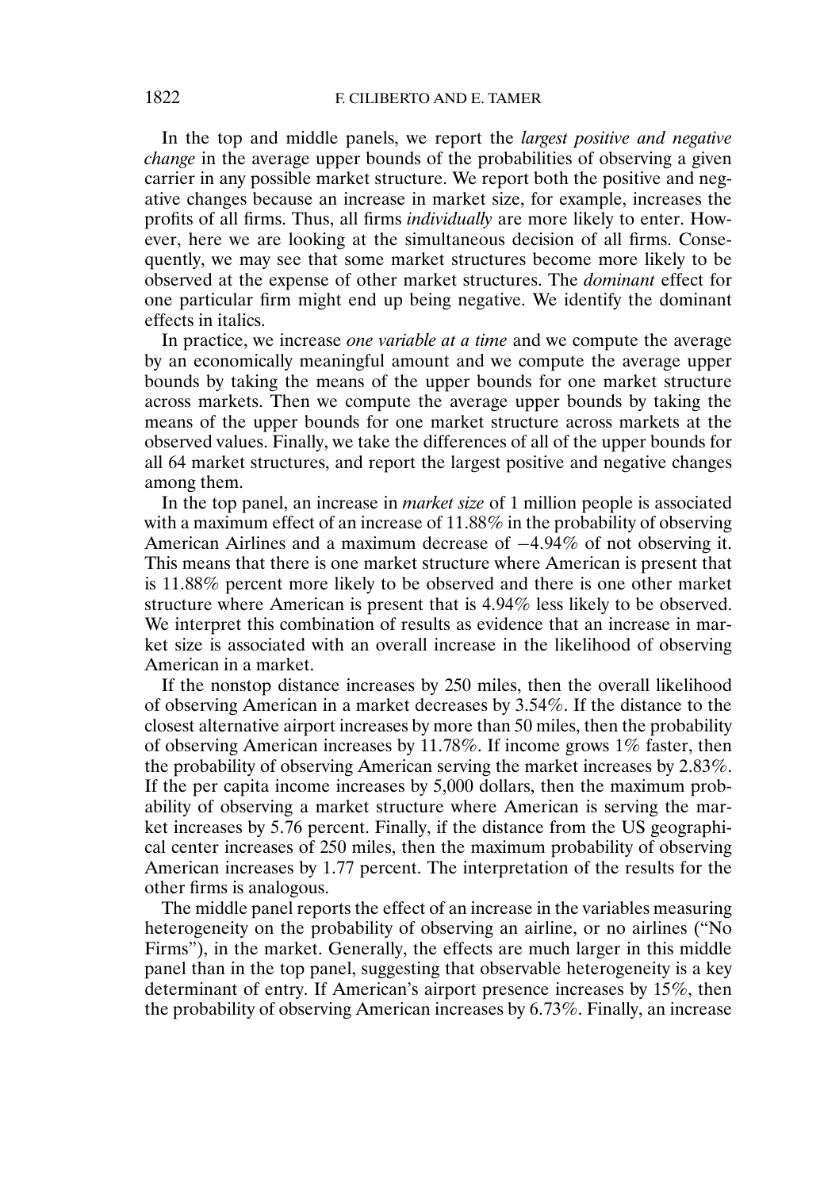In the top and middle panels, we report the *largest positive and negative change* in the average upper bounds of the probabilities of observing a given carrier in any possible market structure. We report both the positive and negative changes because an increase in market size, for example, increases the profits of all firms. Thus, all firms *individually* are more likely to enter. However, here we are looking at the simultaneous decision of all firms. Consequently, we may see that some market structures become more likely to be observed at the expense of other market structures. The *dominant* effect for one particular firm might end up being negative. We identify the dominant effects in italics.

In practice, we increase *one variable at a time* and we compute the average by an economically meaningful amount and we compute the average upper bounds by taking the means of the upper bounds for one market structure across markets. Then we compute the average upper bounds by taking the means of the upper bounds for one market structure across markets at the observed values. Finally, we take the differences of all of the upper bounds for all 64 market structures, and report the largest positive and negative changes among them.

In the top panel, an increase in *market size* of 1 million people is associated with a maximum effect of an increase of 11.88% in the probability of observing American Airlines and a maximum decrease of −4.94% of not observing it. This means that there is one market structure where American is present that is 11.88% percent more likely to be observed and there is one other market structure where American is present that is 4.94% less likely to be observed. We interpret this combination of results as evidence that an increase in market size is associated with an overall increase in the likelihood of observing American in a market.

If the nonstop distance increases by 250 miles, then the overall likelihood of observing American in a market decreases by 3.54%. If the distance to the closest alternative airport increases by more than 50 miles, then the probability of observing American increases by 11.78%. If income grows 1% faster, then the probability of observing American serving the market increases by 2.83%. If the per capita income increases by 5,000 dollars, then the maximum probability of observing a market structure where American is serving the market increases by 5.76 percent. Finally, if the distance from the US geographical center increases of 250 miles, then the maximum probability of observing American increases by 1.77 percent. The interpretation of the results for the other firms is analogous.

The middle panel reports the effect of an increase in the variables measuring heterogeneity on the probability of observing an airline, or no airlines ("No Firms"), in the market. Generally, the effects are much larger in this middle panel than in the top panel, suggesting that observable heterogeneity is a key determinant of entry. If American's airport presence increases by 15%, then the probability of observing American increases by 6.73%. Finally, an increase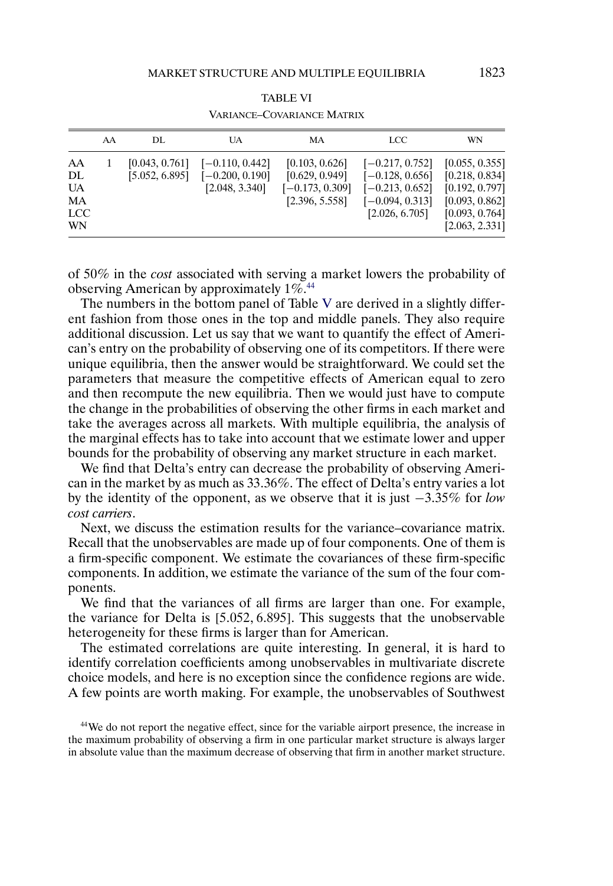TABLE VI

VARIANCE–COVARIANCE MATRIX

| | AA | DL | UA | MA | LCC | WN |
|---|---|---|---|---|---|---|
| AA | 1 | [0.043, 0.761] | [−0.110, 0.442] | [0.103, 0.626] | [−0.217, 0.752] | [0.055, 0.355] |
| DL | | [5.052, 6.895] | [−0.200, 0.190] | [0.629, 0.949] | [−0.128, 0.656] | [0.218, 0.834] |
| UA | | | [2.048, 3.340] | [−0.173, 0.309] | [−0.213, 0.652] | [0.192, 0.797] |
| MA | | | | [2.396, 5.558] | [−0.094, 0.313] | [0.093, 0.862] |
| LCC | | | | | [2.026, 6.705] | [0.093, 0.764] |
| WN | | | | | | [2.063, 2.331] |

of 50% in the *cost* associated with serving a market lowers the probability of observing American by approximately 1%.[44]

The numbers in the bottom panel of Table V are derived in a slightly different fashion from those ones in the top and middle panels. They also require additional discussion. Let us say that we want to quantify the effect of American's entry on the probability of observing one of its competitors. If there were unique equilibria, then the answer would be straightforward. We could set the parameters that measure the competitive effects of American equal to zero and then recompute the new equilibria. Then we would just have to compute the change in the probabilities of observing the other firms in each market and take the averages across all markets. With multiple equilibria, the analysis of the marginal effects has to take into account that we estimate lower and upper bounds for the probability of observing any market structure in each market.

We find that Delta's entry can decrease the probability of observing American in the market by as much as 33.36%. The effect of Delta's entry varies a lot by the identity of the opponent, as we observe that it is just −3.35% for *low cost carriers*.

Next, we discuss the estimation results for the variance–covariance matrix. Recall that the unobservables are made up of four components. One of them is a firm-specific component. We estimate the covariances of these firm-specific components. In addition, we estimate the variance of the sum of the four components.

We find that the variances of all firms are larger than one. For example, the variance for Delta is [5.052, 6.895]. This suggests that the unobservable heterogeneity for these firms is larger than for American.

The estimated correlations are quite interesting. In general, it is hard to identify correlation coefficients among unobservables in multivariate discrete choice models, and here is no exception since the confidence regions are wide. A few points are worth making. For example, the unobservables of Southwest

[44]We do not report the negative effect, since for the variable airport presence, the increase in the maximum probability of observing a firm in one particular market structure is always larger in absolute value than the maximum decrease of observing that firm in another market structure.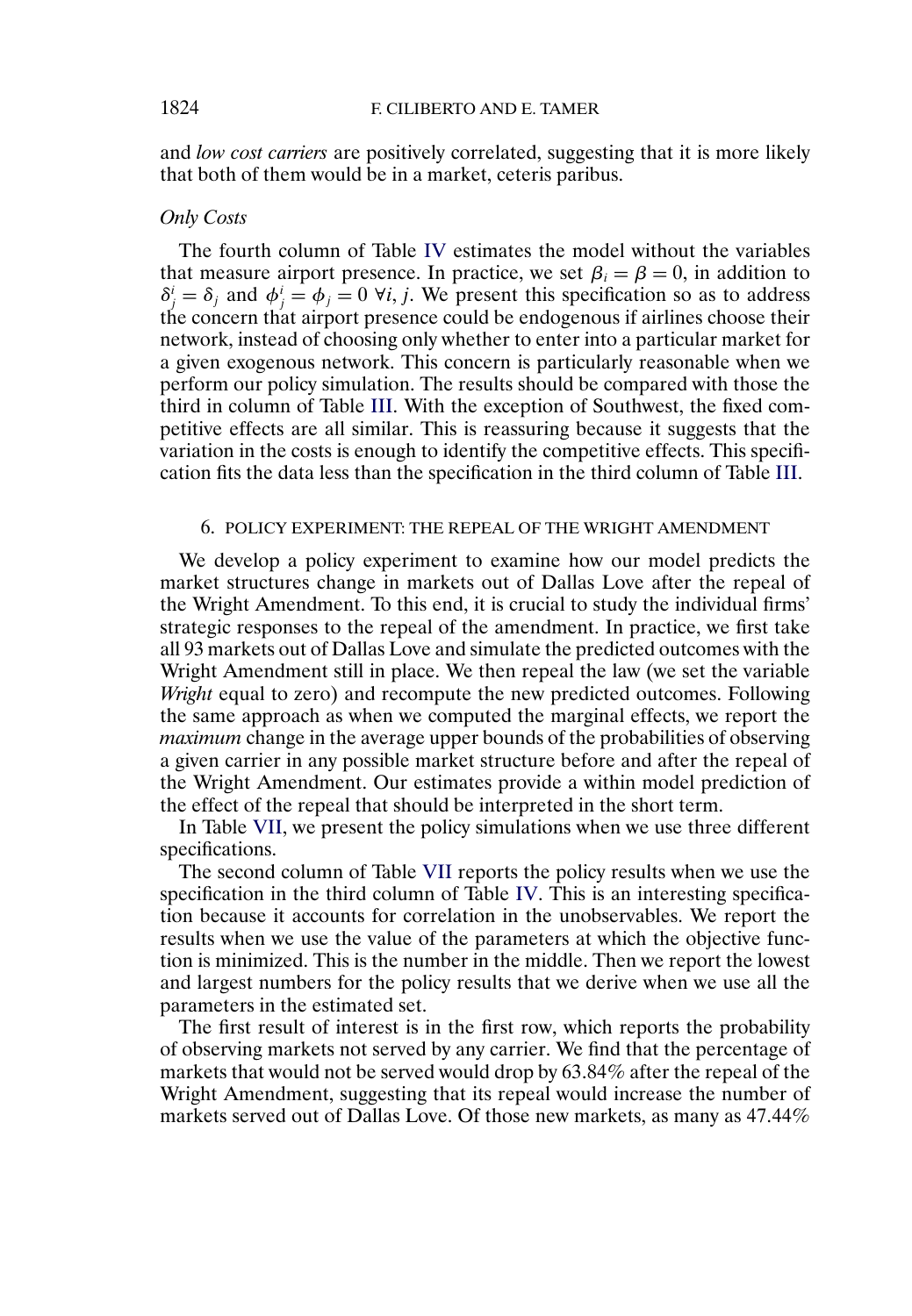and *low cost carriers* are positively correlated, suggesting that it is more likely that both of them would be in a market, ceteris paribus.

*Only Costs*

The fourth column of Table IV estimates the model without the variables that measure airport presence. In practice, we set $\beta_i = \beta = 0$, in addition to $\delta_j^i = \delta_j$ and $\phi_j^i = \phi_j = 0 \ \forall i, j$. We present this specification so as to address the concern that airport presence could be endogenous if airlines choose their network, instead of choosing only whether to enter into a particular market for a given exogenous network. This concern is particularly reasonable when we perform our policy simulation. The results should be compared with those the third in column of Table III. With the exception of Southwest, the fixed competitive effects are all similar. This is reassuring because it suggests that the variation in the costs is enough to identify the competitive effects. This specification fits the data less than the specification in the third column of Table III.

## 6. POLICY EXPERIMENT: THE REPEAL OF THE WRIGHT AMENDMENT

We develop a policy experiment to examine how our model predicts the market structures change in markets out of Dallas Love after the repeal of the Wright Amendment. To this end, it is crucial to study the individual firms' strategic responses to the repeal of the amendment. In practice, we first take all 93 markets out of Dallas Love and simulate the predicted outcomes with the Wright Amendment still in place. We then repeal the law (we set the variable *Wright* equal to zero) and recompute the new predicted outcomes. Following the same approach as when we computed the marginal effects, we report the *maximum* change in the average upper bounds of the probabilities of observing a given carrier in any possible market structure before and after the repeal of the Wright Amendment. Our estimates provide a within model prediction of the effect of the repeal that should be interpreted in the short term.

In Table VII, we present the policy simulations when we use three different specifications.

The second column of Table VII reports the policy results when we use the specification in the third column of Table IV. This is an interesting specification because it accounts for correlation in the unobservables. We report the results when we use the value of the parameters at which the objective function is minimized. This is the number in the middle. Then we report the lowest and largest numbers for the policy results that we derive when we use all the parameters in the estimated set.

The first result of interest is in the first row, which reports the probability of observing markets not served by any carrier. We find that the percentage of markets that would not be served would drop by 63.84% after the repeal of the Wright Amendment, suggesting that its repeal would increase the number of markets served out of Dallas Love. Of those new markets, as many as 47.44%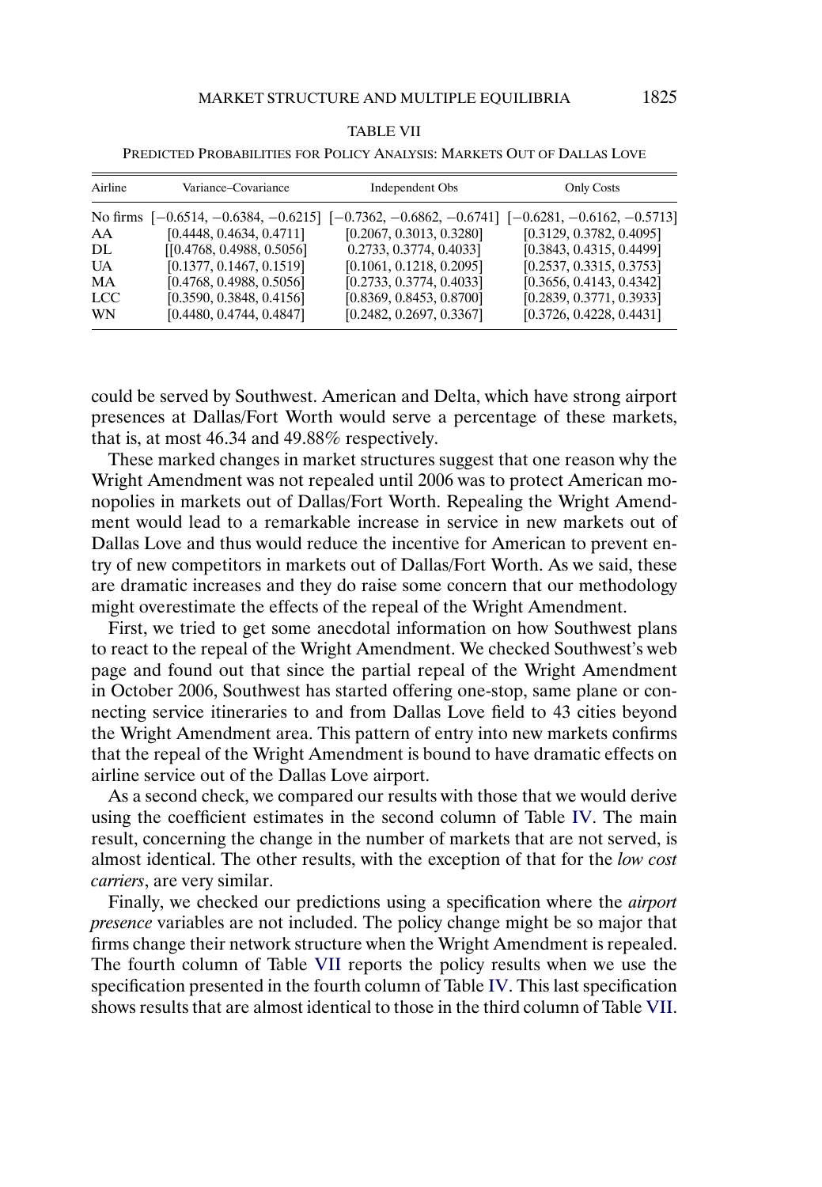TABLE VII

PREDICTED PROBABILITIES FOR POLICY ANALYSIS: MARKETS OUT OF DALLAS LOVE

| Airline | Variance–Covariance | Independent Obs | Only Costs |
|---|---|---|---|
| No firms | [−0.6514, −0.6384, −0.6215] | [−0.7362, −0.6862, −0.6741] | [−0.6281, −0.6162, −0.5713] |
| AA | [0.4448, 0.4634, 0.4711] | [0.2067, 0.3013, 0.3280] | [0.3129, 0.3782, 0.4095] |
| DL | [[0.4768, 0.4988, 0.5056] | 0.2733, 0.3774, 0.4033] | [0.3843, 0.4315, 0.4499] |
| UA | [0.1377, 0.1467, 0.1519] | [0.1061, 0.1218, 0.2095] | [0.2537, 0.3315, 0.3753] |
| MA | [0.4768, 0.4988, 0.5056] | [0.2733, 0.3774, 0.4033] | [0.3656, 0.4143, 0.4342] |
| LCC | [0.3590, 0.3848, 0.4156] | [0.8369, 0.8453, 0.8700] | [0.2839, 0.3771, 0.3933] |
| WN | [0.4480, 0.4744, 0.4847] | [0.2482, 0.2697, 0.3367] | [0.3726, 0.4228, 0.4431] |

could be served by Southwest. American and Delta, which have strong airport presences at Dallas/Fort Worth would serve a percentage of these markets, that is, at most 46.34 and 49.88% respectively.

These marked changes in market structures suggest that one reason why the Wright Amendment was not repealed until 2006 was to protect American monopolies in markets out of Dallas/Fort Worth. Repealing the Wright Amendment would lead to a remarkable increase in service in new markets out of Dallas Love and thus would reduce the incentive for American to prevent entry of new competitors in markets out of Dallas/Fort Worth. As we said, these are dramatic increases and they do raise some concern that our methodology might overestimate the effects of the repeal of the Wright Amendment.

First, we tried to get some anecdotal information on how Southwest plans to react to the repeal of the Wright Amendment. We checked Southwest's web page and found out that since the partial repeal of the Wright Amendment in October 2006, Southwest has started offering one-stop, same plane or connecting service itineraries to and from Dallas Love field to 43 cities beyond the Wright Amendment area. This pattern of entry into new markets confirms that the repeal of the Wright Amendment is bound to have dramatic effects on airline service out of the Dallas Love airport.

As a second check, we compared our results with those that we would derive using the coefficient estimates in the second column of Table IV. The main result, concerning the change in the number of markets that are not served, is almost identical. The other results, with the exception of that for the *low cost carriers*, are very similar.

Finally, we checked our predictions using a specification where the *airport presence* variables are not included. The policy change might be so major that firms change their network structure when the Wright Amendment is repealed. The fourth column of Table VII reports the policy results when we use the specification presented in the fourth column of Table IV. This last specification shows results that are almost identical to those in the third column of Table VII.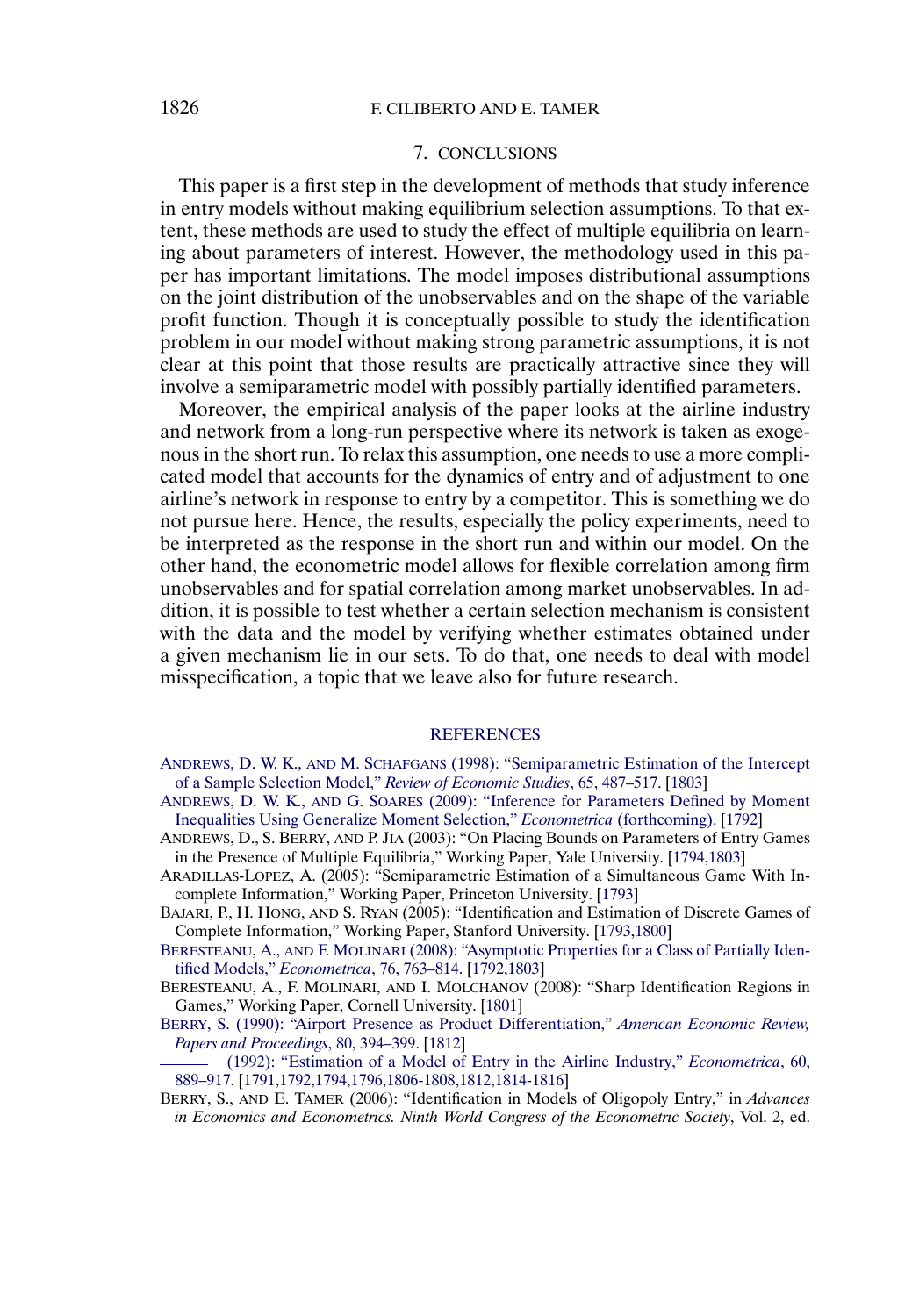## 7. CONCLUSIONS

This paper is a first step in the development of methods that study inference in entry models without making equilibrium selection assumptions. To that extent, these methods are used to study the effect of multiple equilibria on learning about parameters of interest. However, the methodology used in this paper has important limitations. The model imposes distributional assumptions on the joint distribution of the unobservables and on the shape of the variable profit function. Though it is conceptually possible to study the identification problem in our model without making strong parametric assumptions, it is not clear at this point that those results are practically attractive since they will involve a semiparametric model with possibly partially identified parameters.

Moreover, the empirical analysis of the paper looks at the airline industry and network from a long-run perspective where its network is taken as exogenous in the short run. To relax this assumption, one needs to use a more complicated model that accounts for the dynamics of entry and of adjustment to one airline's network in response to entry by a competitor. This is something we do not pursue here. Hence, the results, especially the policy experiments, need to be interpreted as the response in the short run and within our model. On the other hand, the econometric model allows for flexible correlation among firm unobservables and for spatial correlation among market unobservables. In addition, it is possible to test whether a certain selection mechanism is consistent with the data and the model by verifying whether estimates obtained under a given mechanism lie in our sets. To do that, one needs to deal with model misspecification, a topic that we leave also for future research.

## REFERENCES

ANDREWS, D. W. K., AND M. SCHAFGANS (1998): "Semiparametric Estimation of the Intercept of a Sample Selection Model," *Review of Economic Studies*, 65, 487–517. [1803]

ANDREWS, D. W. K., AND G. SOARES (2009): "Inference for Parameters Defined by Moment Inequalities Using Generalize Moment Selection," *Econometrica* (forthcoming). [1792]

ANDREWS, D., S. BERRY, AND P. JIA (2003): "On Placing Bounds on Parameters of Entry Games in the Presence of Multiple Equilibria," Working Paper, Yale University. [1794,1803]

ARADILLAS-LOPEZ, A. (2005): "Semiparametric Estimation of a Simultaneous Game With Incomplete Information," Working Paper, Princeton University. [1793]

BAJARI, P., H. HONG, AND S. RYAN (2005): "Identification and Estimation of Discrete Games of Complete Information," Working Paper, Stanford University. [1793,1800]

BERESTEANU, A., AND F. MOLINARI (2008): "Asymptotic Properties for a Class of Partially Identified Models," *Econometrica*, 76, 763–814. [1792,1803]

BERESTEANU, A., F. MOLINARI, AND I. MOLCHANOV (2008): "Sharp Identification Regions in Games," Working Paper, Cornell University. [1801]

BERRY, S. (1990): "Airport Presence as Product Differentiation," *American Economic Review, Papers and Proceedings*, 80, 394–399. [1812]

——— (1992): "Estimation of a Model of Entry in the Airline Industry," *Econometrica*, 60, 889–917. [1791,1792,1794,1796,1806-1808,1812,1814-1816]

BERRY, S., AND E. TAMER (2006): "Identification in Models of Oligopoly Entry," in *Advances in Economics and Econometrics. Ninth World Congress of the Econometric Society*, Vol. 2, ed.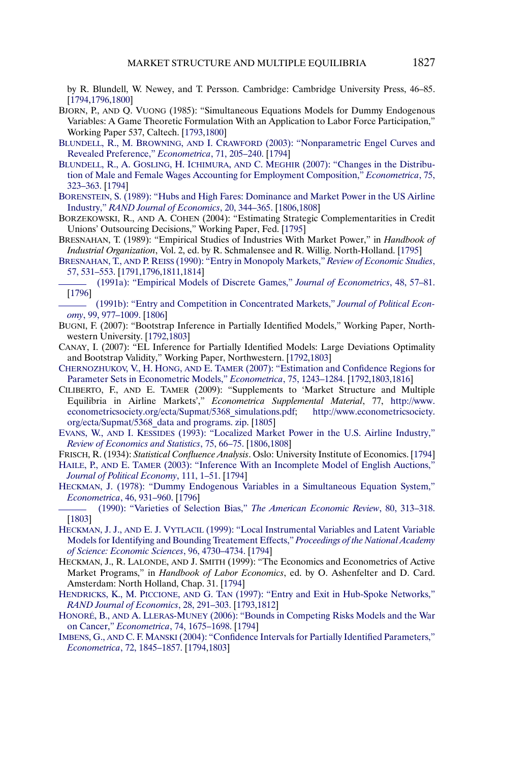by R. Blundell, W. Newey, and T. Persson. Cambridge: Cambridge University Press, 46–85. [1794,1796,1800]

BJORN, P., AND Q. VUONG (1985): "Simultaneous Equations Models for Dummy Endogenous Variables: A Game Theoretic Formulation With an Application to Labor Force Participation," Working Paper 537, Caltech. [1793,1800]

BLUNDELL, R., M. BROWNING, AND I. CRAWFORD (2003): "Nonparametric Engel Curves and Revealed Preference," *Econometrica*, 71, 205–240. [1794]

BLUNDELL, R., A. GOSLING, H. ICHIMURA, AND C. MEGHIR (2007): "Changes in the Distribution of Male and Female Wages Accounting for Employment Composition," *Econometrica*, 75, 323–363. [1794]

BORENSTEIN, S. (1989): "Hubs and High Fares: Dominance and Market Power in the US Airline Industry," *RAND Journal of Economics*, 20, 344–365. [1806,1808]

BORZEKOWSKI, R., AND A. COHEN (2004): "Estimating Strategic Complementarities in Credit Unions' Outsourcing Decisions," Working Paper, Fed. [1795]

BRESNAHAN, T. (1989): "Empirical Studies of Industries With Market Power," in *Handbook of Industrial Organization*, Vol. 2, ed. by R. Schmalensee and R. Willig. North-Holland. [1795]

BRESNAHAN, T., AND P. REISS (1990): "Entry in Monopoly Markets," *Review of Economic Studies*, 57, 531–553. [1791,1796,1811,1814]

——— (1991a): "Empirical Models of Discrete Games," *Journal of Econometrics*, 48, 57–81. [1796]

——— (1991b): "Entry and Competition in Concentrated Markets," *Journal of Political Economy*, 99, 977–1009. [1806]

BUGNI, F. (2007): "Bootstrap Inference in Partially Identified Models," Working Paper, Northwestern University. [1792,1803]

CANAY, I. (2007): "EL Inference for Partially Identified Models: Large Deviations Optimality and Bootstrap Validity," Working Paper, Northwestern. [1792,1803]

CHERNOZHUKOV, V., H. HONG, AND E. TAMER (2007): "Estimation and Confidence Regions for Parameter Sets in Econometric Models," *Econometrica*, 75, 1243–1284. [1792,1803,1816]

CILIBERTO, F., AND E. TAMER (2009): "Supplements to 'Market Structure and Multiple Equilibria in Airline Markets'," *Econometrica Supplemental Material*, 77, http://www.econometricsociety.org/ecta/Supmat/5368_simulations.pdf; http://www.econometricsociety.org/ecta/Supmat/5368_data and programs. zip. [1805]

EVANS, W., AND I. KESSIDES (1993): "Localized Market Power in the U.S. Airline Industry," *Review of Economics and Statistics*, 75, 66–75. [1806,1808]

FRISCH, R. (1934): *Statistical Confluence Analysis*. Oslo: University Institute of Economics. [1794]

HAILE, P., AND E. TAMER (2003): "Inference With an Incomplete Model of English Auctions," *Journal of Political Economy*, 111, 1–51. [1794]

HECKMAN, J. (1978): "Dummy Endogenous Variables in a Simultaneous Equation System," *Econometrica*, 46, 931–960. [1796]

——— (1990): "Varieties of Selection Bias," *The American Economic Review*, 80, 313–318. [1803]

HECKMAN, J. J., AND E. J. VYTLACIL (1999): "Local Instrumental Variables and Latent Variable Models for Identifying and Bounding Treatement Effects," *Proceedings of the National Academy of Science: Economic Sciences*, 96, 4730–4734. [1794]

HECKMAN, J., R. LALONDE, AND J. SMITH (1999): "The Economics and Econometrics of Active Market Programs," in *Handbook of Labor Economics*, ed. by O. Ashenfelter and D. Card. Amsterdam: North Holland, Chap. 31. [1794]

HENDRICKS, K., M. PICCIONE, AND G. TAN (1997): "Entry and Exit in Hub-Spoke Networks," *RAND Journal of Economics*, 28, 291–303. [1793,1812]

HONORÉ, B., AND A. LLERAS-MUNEY (2006): "Bounds in Competing Risks Models and the War on Cancer," *Econometrica*, 74, 1675–1698. [1794]

IMBENS, G., AND C. F. MANSKI (2004): "Confidence Intervals for Partially Identified Parameters," *Econometrica*, 72, 1845–1857. [1794,1803]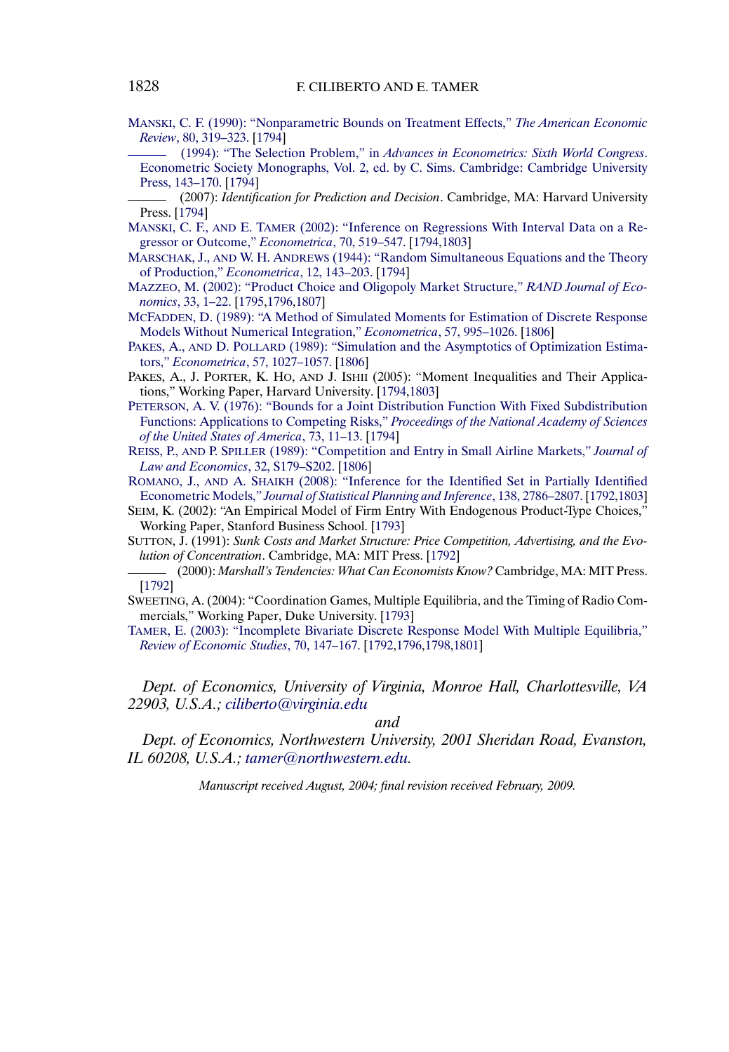MANSKI, C. F. (1990): "Nonparametric Bounds on Treatment Effects," *The American Economic Review*, 80, 319–323. [1794]

——— (1994): "The Selection Problem," in *Advances in Econometrics: Sixth World Congress*. Econometric Society Monographs, Vol. 2, ed. by C. Sims. Cambridge: Cambridge University Press, 143–170. [1794]

——— (2007): *Identification for Prediction and Decision*. Cambridge, MA: Harvard University Press. [1794]

MANSKI, C. F., AND E. TAMER (2002): "Inference on Regressions With Interval Data on a Regressor or Outcome," *Econometrica*, 70, 519–547. [1794,1803]

MARSCHAK, J., AND W. H. ANDREWS (1944): "Random Simultaneous Equations and the Theory of Production," *Econometrica*, 12, 143–203. [1794]

MAZZEO, M. (2002): "Product Choice and Oligopoly Market Structure," *RAND Journal of Economics*, 33, 1–22. [1795,1796,1807]

MCFADDEN, D. (1989): "A Method of Simulated Moments for Estimation of Discrete Response Models Without Numerical Integration," *Econometrica*, 57, 995–1026. [1806]

PAKES, A., AND D. POLLARD (1989): "Simulation and the Asymptotics of Optimization Estimators," *Econometrica*, 57, 1027–1057. [1806]

PAKES, A., J. PORTER, K. HO, AND J. ISHII (2005): "Moment Inequalities and Their Applications," Working Paper, Harvard University. [1794,1803]

PETERSON, A. V. (1976): "Bounds for a Joint Distribution Function With Fixed Subdistribution Functions: Applications to Competing Risks," *Proceedings of the National Academy of Sciences of the United States of America*, 73, 11–13. [1794]

REISS, P., AND P. SPILLER (1989): "Competition and Entry in Small Airline Markets," *Journal of Law and Economics*, 32, S179–S202. [1806]

ROMANO, J., AND A. SHAIKH (2008): "Inference for the Identified Set in Partially Identified Econometric Models," *Journal of Statistical Planning and Inference*, 138, 2786–2807. [1792,1803]

SEIM, K. (2002): "An Empirical Model of Firm Entry With Endogenous Product-Type Choices," Working Paper, Stanford Business School. [1793]

SUTTON, J. (1991): *Sunk Costs and Market Structure: Price Competition, Advertising, and the Evolution of Concentration*. Cambridge, MA: MIT Press. [1792]

——— (2000): *Marshall's Tendencies: What Can Economists Know?* Cambridge, MA: MIT Press. [1792]

SWEETING, A. (2004): "Coordination Games, Multiple Equilibria, and the Timing of Radio Commercials," Working Paper, Duke University. [1793]

TAMER, E. (2003): "Incomplete Bivariate Discrete Response Model With Multiple Equilibria," *Review of Economic Studies*, 70, 147–167. [1792,1796,1798,1801]

*Dept. of Economics, University of Virginia, Monroe Hall, Charlottesville, VA 22903, U.S.A.; ciliberto@virginia.edu*

*and*

*Dept. of Economics, Northwestern University, 2001 Sheridan Road, Evanston, IL 60208, U.S.A.; tamer@northwestern.edu.*

*Manuscript received August, 2004; final revision received February, 2009.*